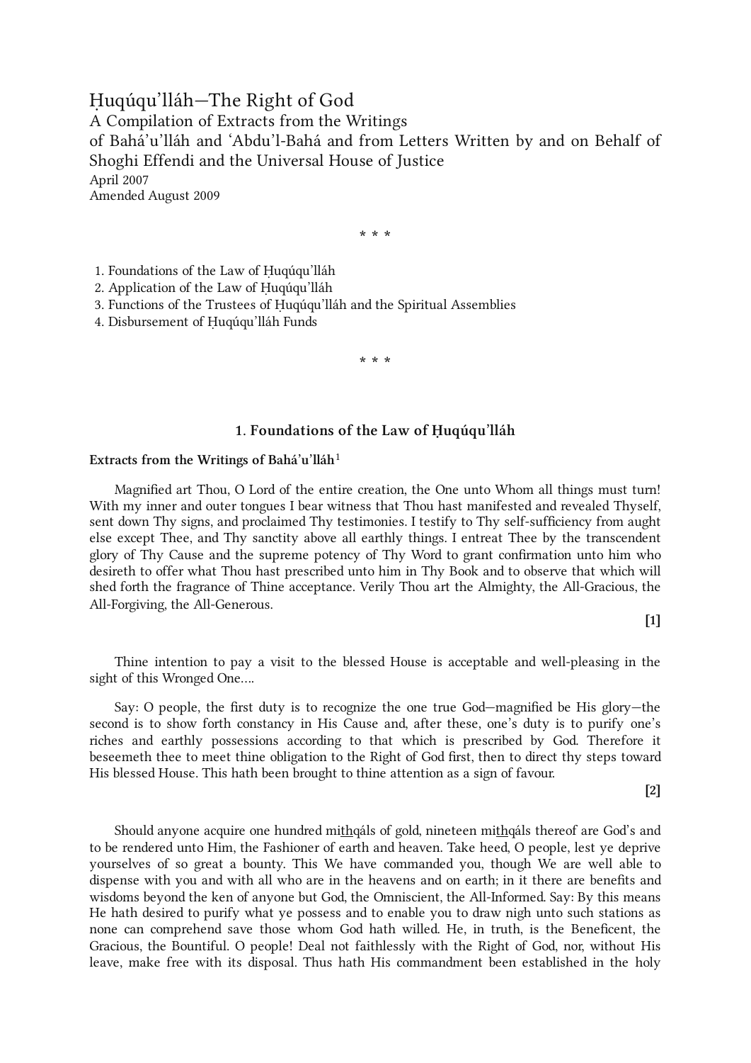# Ḥuqúqu'lláh—The Right of God

A Compilation of Extracts from the Writings of Bahá'u'lláh and 'Abdu'l-Bahá and from Letters Written by and on Behalf of Shoghi Effendi and the Universal House of Justice

April 2007

Amended August 2009

\* \* \*

1. Foundations of the Law of Ḥuqúqu'lláh
2. Application of the Law of Ḥuqúqu'lláh
3. Functions of the Trustees of Ḥuqúqu'lláh and the Spiritual Assemblies
4. Disbursement of Ḥuqúqu'lláh Funds

\* \* \*

## 1. Foundations of the Law of Ḥuqúqu'lláh

**Extracts from the Writings of Bahá'u'lláh**[1]

Magnified art Thou, O Lord of the entire creation, the One unto Whom all things must turn! With my inner and outer tongues I bear witness that Thou hast manifested and revealed Thyself, sent down Thy signs, and proclaimed Thy testimonies. I testify to Thy self-sufficiency from aught else except Thee, and Thy sanctity above all earthly things. I entreat Thee by the transcendent glory of Thy Cause and the supreme potency of Thy Word to grant confirmation unto him who desireth to offer what Thou hast prescribed unto him in Thy Book and to observe that which will shed forth the fragrance of Thine acceptance. Verily Thou art the Almighty, the All-Gracious, the All-Forgiving, the All-Generous.

**[1]**

Thine intention to pay a visit to the blessed House is acceptable and well-pleasing in the sight of this Wronged One….

Say: O people, the first duty is to recognize the one true God—magnified be His glory—the second is to show forth constancy in His Cause and, after these, one's duty is to purify one's riches and earthly possessions according to that which is prescribed by God. Therefore it beseemeth thee to meet thine obligation to the Right of God first, then to direct thy steps toward His blessed House. This hath been brought to thine attention as a sign of favour.

**[2]**

Should anyone acquire one hundred mi<u>th</u>qáls of gold, nineteen mi<u>th</u>qáls thereof are God's and to be rendered unto Him, the Fashioner of earth and heaven. Take heed, O people, lest ye deprive yourselves of so great a bounty. This We have commanded you, though We are well able to dispense with you and with all who are in the heavens and on earth; in it there are benefits and wisdoms beyond the ken of anyone but God, the Omniscient, the All-Informed. Say: By this means He hath desired to purify what ye possess and to enable you to draw nigh unto such stations as none can comprehend save those whom God hath willed. He, in truth, is the Beneficent, the Gracious, the Bountiful. O people! Deal not faithlessly with the Right of God, nor, without His leave, make free with its disposal. Thus hath His commandment been established in the holy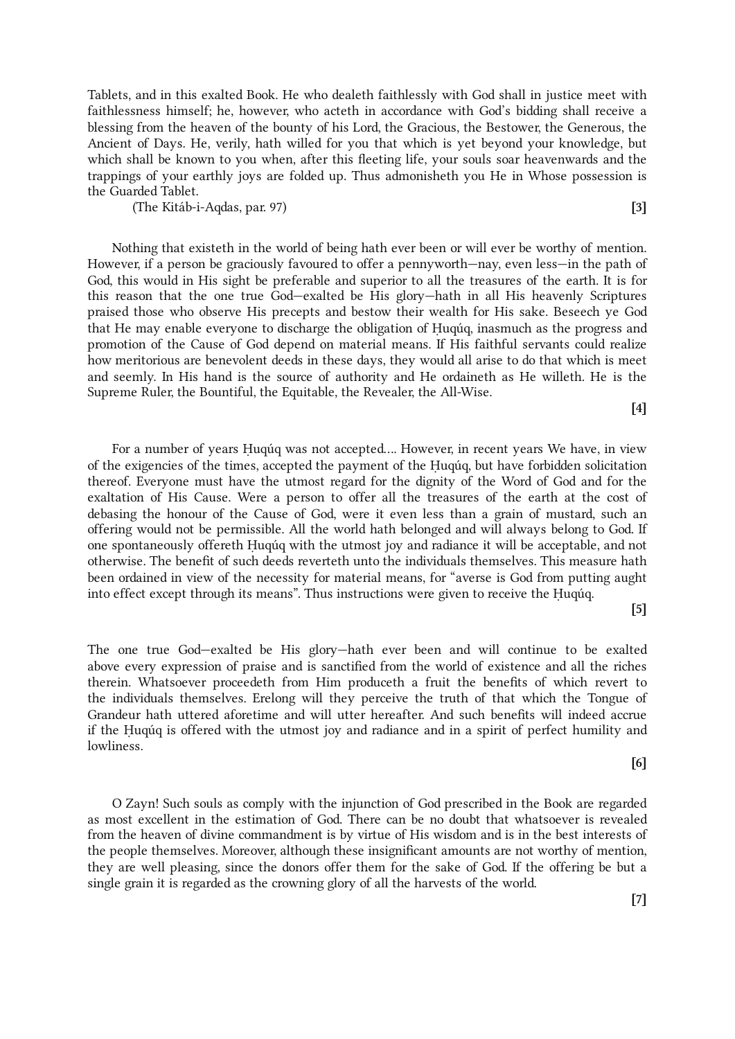Tablets, and in this exalted Book. He who dealeth faithlessly with God shall in justice meet with faithlessness himself; he, however, who acteth in accordance with God's bidding shall receive a blessing from the heaven of the bounty of his Lord, the Gracious, the Bestower, the Generous, the Ancient of Days. He, verily, hath willed for you that which is yet beyond your knowledge, but which shall be known to you when, after this fleeting life, your souls soar heavenwards and the trappings of your earthly joys are folded up. Thus admonisheth you He in Whose possession is the Guarded Tablet.

(The Kitáb-i-Aqdas, par. 97) **[3]**

Nothing that existeth in the world of being hath ever been or will ever be worthy of mention. However, if a person be graciously favoured to offer a pennyworth—nay, even less—in the path of God, this would in His sight be preferable and superior to all the treasures of the earth. It is for this reason that the one true God—exalted be His glory—hath in all His heavenly Scriptures praised those who observe His precepts and bestow their wealth for His sake. Beseech ye God that He may enable everyone to discharge the obligation of Ḥuqúq, inasmuch as the progress and promotion of the Cause of God depend on material means. If His faithful servants could realize how meritorious are benevolent deeds in these days, they would all arise to do that which is meet and seemly. In His hand is the source of authority and He ordaineth as He willeth. He is the Supreme Ruler, the Bountiful, the Equitable, the Revealer, the All-Wise.

**[4]**

For a number of years Ḥuqúq was not accepted…. However, in recent years We have, in view of the exigencies of the times, accepted the payment of the Ḥuqúq, but have forbidden solicitation thereof. Everyone must have the utmost regard for the dignity of the Word of God and for the exaltation of His Cause. Were a person to offer all the treasures of the earth at the cost of debasing the honour of the Cause of God, were it even less than a grain of mustard, such an offering would not be permissible. All the world hath belonged and will always belong to God. If one spontaneously offereth Ḥuqúq with the utmost joy and radiance it will be acceptable, and not otherwise. The benefit of such deeds reverteth unto the individuals themselves. This measure hath been ordained in view of the necessity for material means, for "averse is God from putting aught into effect except through its means". Thus instructions were given to receive the Ḥuqúq.

**[5]**

The one true God—exalted be His glory—hath ever been and will continue to be exalted above every expression of praise and is sanctified from the world of existence and all the riches therein. Whatsoever proceedeth from Him produceth a fruit the benefits of which revert to the individuals themselves. Erelong will they perceive the truth of that which the Tongue of Grandeur hath uttered aforetime and will utter hereafter. And such benefits will indeed accrue if the Ḥuqúq is offered with the utmost joy and radiance and in a spirit of perfect humility and lowliness.

**[6]**

O Zayn! Such souls as comply with the injunction of God prescribed in the Book are regarded as most excellent in the estimation of God. There can be no doubt that whatsoever is revealed from the heaven of divine commandment is by virtue of His wisdom and is in the best interests of the people themselves. Moreover, although these insignificant amounts are not worthy of mention, they are well pleasing, since the donors offer them for the sake of God. If the offering be but a single grain it is regarded as the crowning glory of all the harvests of the world.

**[7]**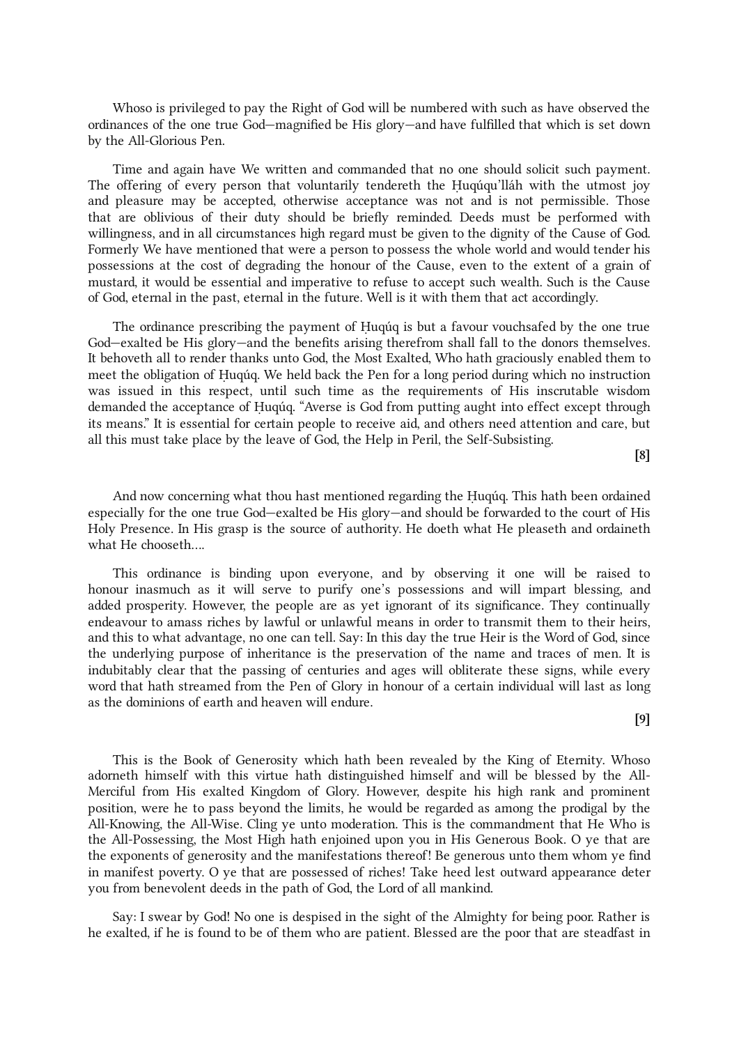Whoso is privileged to pay the Right of God will be numbered with such as have observed the ordinances of the one true God—magnified be His glory—and have fulfilled that which is set down by the All-Glorious Pen.

Time and again have We written and commanded that no one should solicit such payment. The offering of every person that voluntarily tendereth the Ḥuqúqu'lláh with the utmost joy and pleasure may be accepted, otherwise acceptance was not and is not permissible. Those that are oblivious of their duty should be briefly reminded. Deeds must be performed with willingness, and in all circumstances high regard must be given to the dignity of the Cause of God. Formerly We have mentioned that were a person to possess the whole world and would tender his possessions at the cost of degrading the honour of the Cause, even to the extent of a grain of mustard, it would be essential and imperative to refuse to accept such wealth. Such is the Cause of God, eternal in the past, eternal in the future. Well is it with them that act accordingly.

The ordinance prescribing the payment of Ḥuqúq is but a favour vouchsafed by the one true God—exalted be His glory—and the benefits arising therefrom shall fall to the donors themselves. It behoveth all to render thanks unto God, the Most Exalted, Who hath graciously enabled them to meet the obligation of Ḥuqúq. We held back the Pen for a long period during which no instruction was issued in this respect, until such time as the requirements of His inscrutable wisdom demanded the acceptance of Ḥuqúq. "Averse is God from putting aught into effect except through its means." It is essential for certain people to receive aid, and others need attention and care, but all this must take place by the leave of God, the Help in Peril, the Self-Subsisting.

**[8]**

And now concerning what thou hast mentioned regarding the Ḥuqúq. This hath been ordained especially for the one true God—exalted be His glory—and should be forwarded to the court of His Holy Presence. In His grasp is the source of authority. He doeth what He pleaseth and ordaineth what He chooseth....

This ordinance is binding upon everyone, and by observing it one will be raised to honour inasmuch as it will serve to purify one's possessions and will impart blessing, and added prosperity. However, the people are as yet ignorant of its significance. They continually endeavour to amass riches by lawful or unlawful means in order to transmit them to their heirs, and this to what advantage, no one can tell. Say: In this day the true Heir is the Word of God, since the underlying purpose of inheritance is the preservation of the name and traces of men. It is indubitably clear that the passing of centuries and ages will obliterate these signs, while every word that hath streamed from the Pen of Glory in honour of a certain individual will last as long as the dominions of earth and heaven will endure.

**[9]**

This is the Book of Generosity which hath been revealed by the King of Eternity. Whoso adorneth himself with this virtue hath distinguished himself and will be blessed by the All-Merciful from His exalted Kingdom of Glory. However, despite his high rank and prominent position, were he to pass beyond the limits, he would be regarded as among the prodigal by the All-Knowing, the All-Wise. Cling ye unto moderation. This is the commandment that He Who is the All-Possessing, the Most High hath enjoined upon you in His Generous Book. O ye that are the exponents of generosity and the manifestations thereof! Be generous unto them whom ye find in manifest poverty. O ye that are possessed of riches! Take heed lest outward appearance deter you from benevolent deeds in the path of God, the Lord of all mankind.

Say: I swear by God! No one is despised in the sight of the Almighty for being poor. Rather is he exalted, if he is found to be of them who are patient. Blessed are the poor that are steadfast in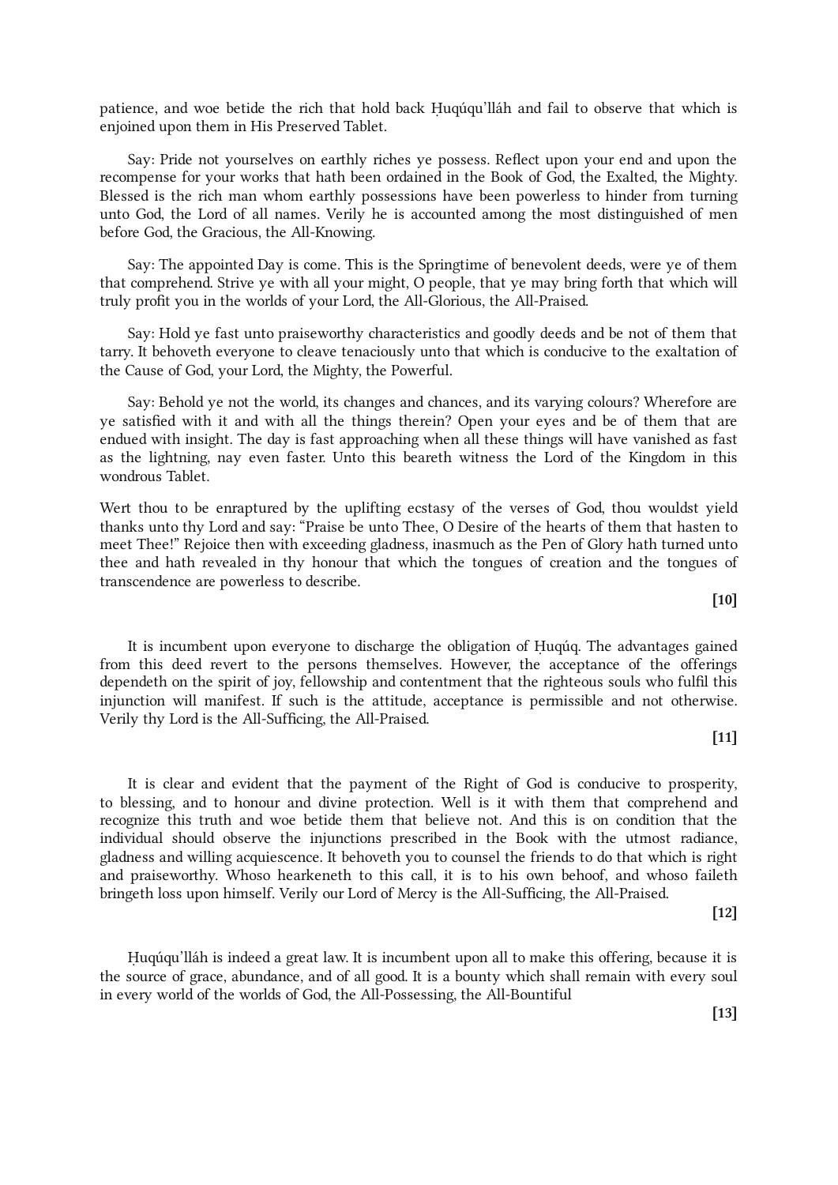patience, and woe betide the rich that hold back Ḥuqúqu'lláh and fail to observe that which is enjoined upon them in His Preserved Tablet.

Say: Pride not yourselves on earthly riches ye possess. Reflect upon your end and upon the recompense for your works that hath been ordained in the Book of God, the Exalted, the Mighty. Blessed is the rich man whom earthly possessions have been powerless to hinder from turning unto God, the Lord of all names. Verily he is accounted among the most distinguished of men before God, the Gracious, the All-Knowing.

Say: The appointed Day is come. This is the Springtime of benevolent deeds, were ye of them that comprehend. Strive ye with all your might, O people, that ye may bring forth that which will truly profit you in the worlds of your Lord, the All-Glorious, the All-Praised.

Say: Hold ye fast unto praiseworthy characteristics and goodly deeds and be not of them that tarry. It behoveth everyone to cleave tenaciously unto that which is conducive to the exaltation of the Cause of God, your Lord, the Mighty, the Powerful.

Say: Behold ye not the world, its changes and chances, and its varying colours? Wherefore are ye satisfied with it and with all the things therein? Open your eyes and be of them that are endued with insight. The day is fast approaching when all these things will have vanished as fast as the lightning, nay even faster. Unto this beareth witness the Lord of the Kingdom in this wondrous Tablet.

Wert thou to be enraptured by the uplifting ecstasy of the verses of God, thou wouldst yield thanks unto thy Lord and say: "Praise be unto Thee, O Desire of the hearts of them that hasten to meet Thee!" Rejoice then with exceeding gladness, inasmuch as the Pen of Glory hath turned unto thee and hath revealed in thy honour that which the tongues of creation and the tongues of transcendence are powerless to describe.

**[10]**

It is incumbent upon everyone to discharge the obligation of Ḥuqúq. The advantages gained from this deed revert to the persons themselves. However, the acceptance of the offerings dependeth on the spirit of joy, fellowship and contentment that the righteous souls who fulfil this injunction will manifest. If such is the attitude, acceptance is permissible and not otherwise. Verily thy Lord is the All-Sufficing, the All-Praised.

**[11]**

It is clear and evident that the payment of the Right of God is conducive to prosperity, to blessing, and to honour and divine protection. Well is it with them that comprehend and recognize this truth and woe betide them that believe not. And this is on condition that the individual should observe the injunctions prescribed in the Book with the utmost radiance, gladness and willing acquiescence. It behoveth you to counsel the friends to do that which is right and praiseworthy. Whoso hearkeneth to this call, it is to his own behoof, and whoso faileth bringeth loss upon himself. Verily our Lord of Mercy is the All-Sufficing, the All-Praised.

**[12]**

Ḥuqúqu'lláh is indeed a great law. It is incumbent upon all to make this offering, because it is the source of grace, abundance, and of all good. It is a bounty which shall remain with every soul in every world of the worlds of God, the All-Possessing, the All-Bountiful

**[13]**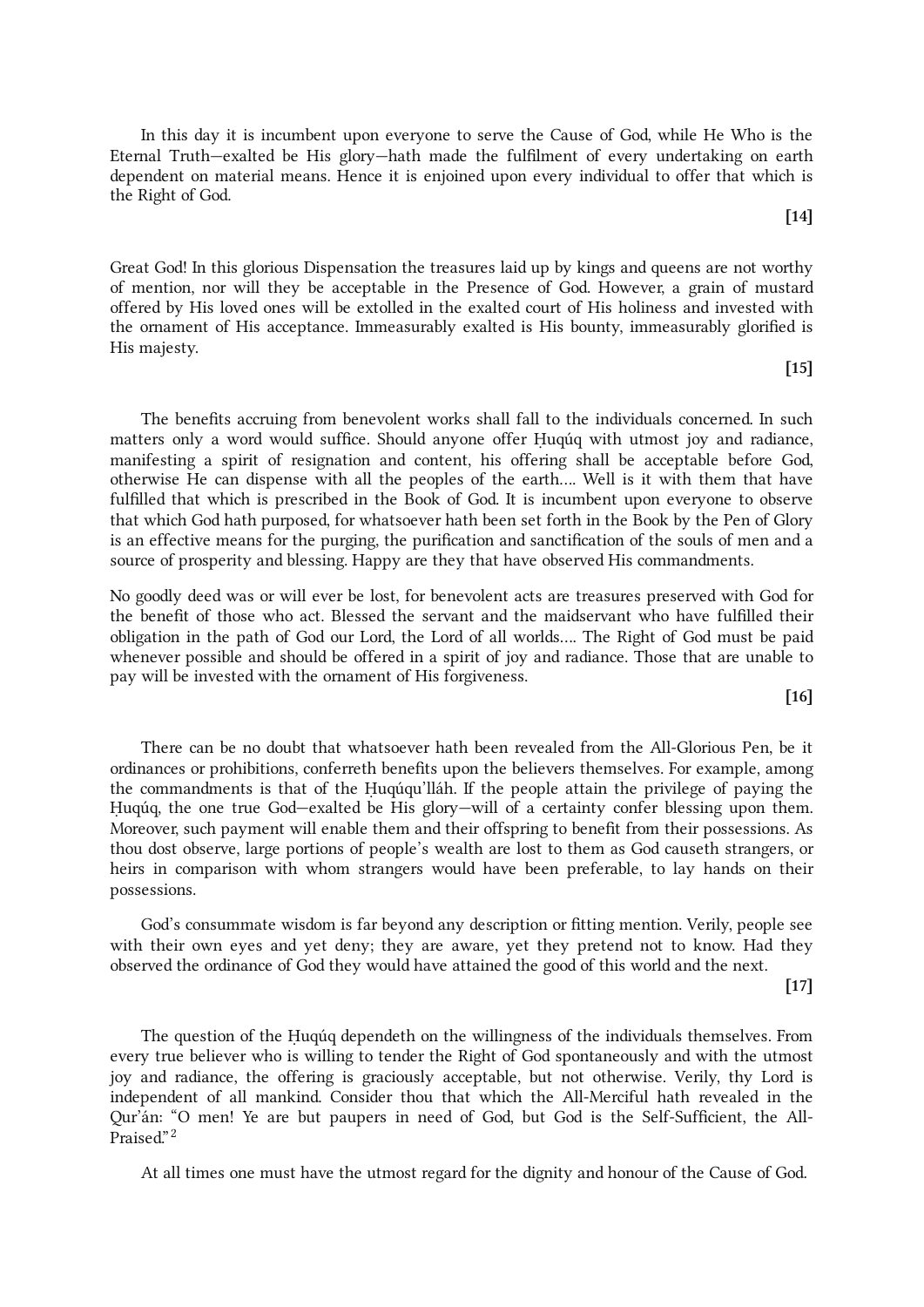In this day it is incumbent upon everyone to serve the Cause of God, while He Who is the Eternal Truth—exalted be His glory—hath made the fulfilment of every undertaking on earth dependent on material means. Hence it is enjoined upon every individual to offer that which is the Right of God.

**[14]**

Great God! In this glorious Dispensation the treasures laid up by kings and queens are not worthy of mention, nor will they be acceptable in the Presence of God. However, a grain of mustard offered by His loved ones will be extolled in the exalted court of His holiness and invested with the ornament of His acceptance. Immeasurably exalted is His bounty, immeasurably glorified is His majesty.

**[15]**

The benefits accruing from benevolent works shall fall to the individuals concerned. In such matters only a word would suffice. Should anyone offer Ḥuqúq with utmost joy and radiance, manifesting a spirit of resignation and content, his offering shall be acceptable before God, otherwise He can dispense with all the peoples of the earth.… Well is it with them that have fulfilled that which is prescribed in the Book of God. It is incumbent upon everyone to observe that which God hath purposed, for whatsoever hath been set forth in the Book by the Pen of Glory is an effective means for the purging, the purification and sanctification of the souls of men and a source of prosperity and blessing. Happy are they that have observed His commandments.

No goodly deed was or will ever be lost, for benevolent acts are treasures preserved with God for the benefit of those who act. Blessed the servant and the maidservant who have fulfilled their obligation in the path of God our Lord, the Lord of all worlds.… The Right of God must be paid whenever possible and should be offered in a spirit of joy and radiance. Those that are unable to pay will be invested with the ornament of His forgiveness.

**[16]**

There can be no doubt that whatsoever hath been revealed from the All-Glorious Pen, be it ordinances or prohibitions, conferreth benefits upon the believers themselves. For example, among the commandments is that of the Ḥuqúqu'lláh. If the people attain the privilege of paying the Ḥuqúq, the one true God—exalted be His glory—will of a certainty confer blessing upon them. Moreover, such payment will enable them and their offspring to benefit from their possessions. As thou dost observe, large portions of people's wealth are lost to them as God causeth strangers, or heirs in comparison with whom strangers would have been preferable, to lay hands on their possessions.

God's consummate wisdom is far beyond any description or fitting mention. Verily, people see with their own eyes and yet deny; they are aware, yet they pretend not to know. Had they observed the ordinance of God they would have attained the good of this world and the next.

**[17]**

The question of the Ḥuqúq dependeth on the willingness of the individuals themselves. From every true believer who is willing to tender the Right of God spontaneously and with the utmost joy and radiance, the offering is graciously acceptable, but not otherwise. Verily, thy Lord is independent of all mankind. Consider thou that which the All-Merciful hath revealed in the Qur'án: "O men! Ye are but paupers in need of God, but God is the Self-Sufficient, the All-Praised."[2]

At all times one must have the utmost regard for the dignity and honour of the Cause of God.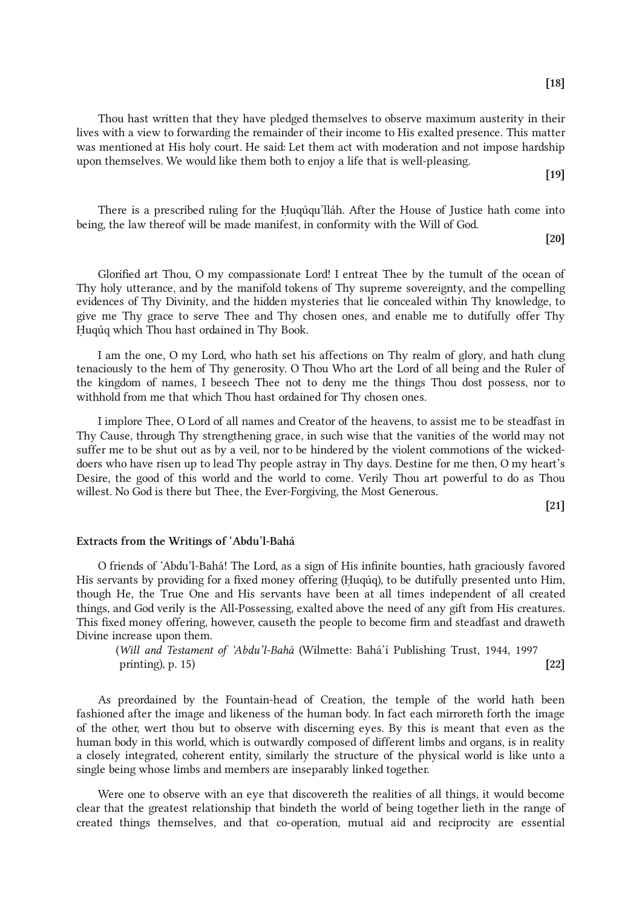**[18]**

Thou hast written that they have pledged themselves to observe maximum austerity in their lives with a view to forwarding the remainder of their income to His exalted presence. This matter was mentioned at His holy court. He said: Let them act with moderation and not impose hardship upon themselves. We would like them both to enjoy a life that is well-pleasing.

**[19]**

There is a prescribed ruling for the Ḥuqúqu'lláh. After the House of Justice hath come into being, the law thereof will be made manifest, in conformity with the Will of God.

**[20]**

Glorified art Thou, O my compassionate Lord! I entreat Thee by the tumult of the ocean of Thy holy utterance, and by the manifold tokens of Thy supreme sovereignty, and the compelling evidences of Thy Divinity, and the hidden mysteries that lie concealed within Thy knowledge, to give me Thy grace to serve Thee and Thy chosen ones, and enable me to dutifully offer Thy Ḥuqúq which Thou hast ordained in Thy Book.

I am the one, O my Lord, who hath set his affections on Thy realm of glory, and hath clung tenaciously to the hem of Thy generosity. O Thou Who art the Lord of all being and the Ruler of the kingdom of names, I beseech Thee not to deny me the things Thou dost possess, nor to withhold from me that which Thou hast ordained for Thy chosen ones.

I implore Thee, O Lord of all names and Creator of the heavens, to assist me to be steadfast in Thy Cause, through Thy strengthening grace, in such wise that the vanities of the world may not suffer me to be shut out as by a veil, nor to be hindered by the violent commotions of the wicked-doers who have risen up to lead Thy people astray in Thy days. Destine for me then, O my heart's Desire, the good of this world and the world to come. Verily Thou art powerful to do as Thou willest. No God is there but Thee, the Ever-Forgiving, the Most Generous.

**[21]**

**Extracts from the Writings of ʻAbdu'l-Bahá**

O friends of ʻAbdu'l-Bahá! The Lord, as a sign of His infinite bounties, hath graciously favored His servants by providing for a fixed money offering (Ḥuqúq), to be dutifully presented unto Him, though He, the True One and His servants have been at all times independent of all created things, and God verily is the All-Possessing, exalted above the need of any gift from His creatures. This fixed money offering, however, causeth the people to become firm and steadfast and draweth Divine increase upon them.

(*Will and Testament of ʻAbdu'l-Bahá* (Wilmette: Bahá'í Publishing Trust, 1944, 1997 printing), p. 15)

**[22]**

As preordained by the Fountain-head of Creation, the temple of the world hath been fashioned after the image and likeness of the human body. In fact each mirroreth forth the image of the other, wert thou but to observe with discerning eyes. By this is meant that even as the human body in this world, which is outwardly composed of different limbs and organs, is in reality a closely integrated, coherent entity, similarly the structure of the physical world is like unto a single being whose limbs and members are inseparably linked together.

Were one to observe with an eye that discovereth the realities of all things, it would become clear that the greatest relationship that bindeth the world of being together lieth in the range of created things themselves, and that co-operation, mutual aid and reciprocity are essential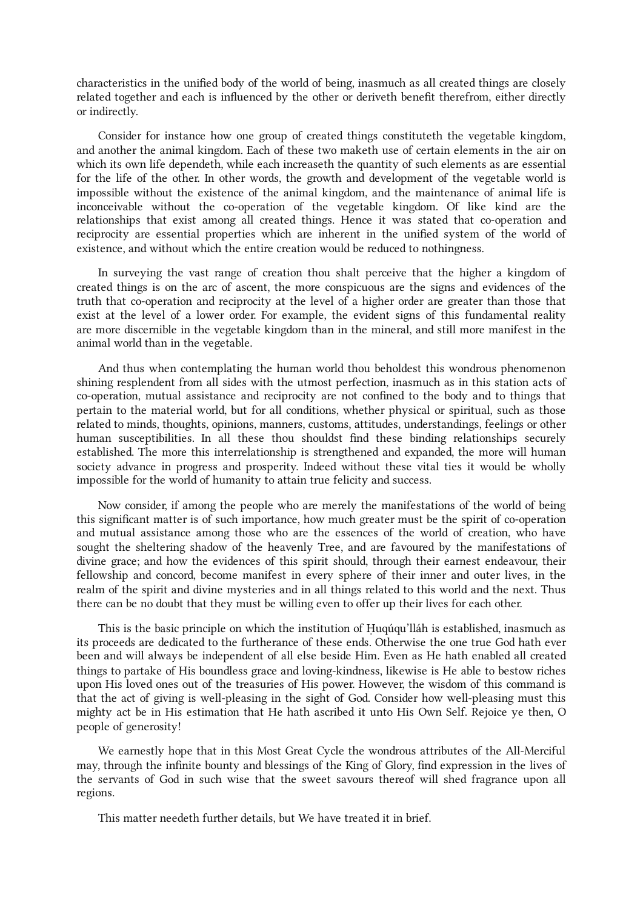characteristics in the unified body of the world of being, inasmuch as all created things are closely related together and each is influenced by the other or deriveth benefit therefrom, either directly or indirectly.

Consider for instance how one group of created things constituteth the vegetable kingdom, and another the animal kingdom. Each of these two maketh use of certain elements in the air on which its own life dependeth, while each increaseth the quantity of such elements as are essential for the life of the other. In other words, the growth and development of the vegetable world is impossible without the existence of the animal kingdom, and the maintenance of animal life is inconceivable without the co-operation of the vegetable kingdom. Of like kind are the relationships that exist among all created things. Hence it was stated that co-operation and reciprocity are essential properties which are inherent in the unified system of the world of existence, and without which the entire creation would be reduced to nothingness.

In surveying the vast range of creation thou shalt perceive that the higher a kingdom of created things is on the arc of ascent, the more conspicuous are the signs and evidences of the truth that co-operation and reciprocity at the level of a higher order are greater than those that exist at the level of a lower order. For example, the evident signs of this fundamental reality are more discernible in the vegetable kingdom than in the mineral, and still more manifest in the animal world than in the vegetable.

And thus when contemplating the human world thou beholdest this wondrous phenomenon shining resplendent from all sides with the utmost perfection, inasmuch as in this station acts of co-operation, mutual assistance and reciprocity are not confined to the body and to things that pertain to the material world, but for all conditions, whether physical or spiritual, such as those related to minds, thoughts, opinions, manners, customs, attitudes, understandings, feelings or other human susceptibilities. In all these thou shouldst find these binding relationships securely established. The more this interrelationship is strengthened and expanded, the more will human society advance in progress and prosperity. Indeed without these vital ties it would be wholly impossible for the world of humanity to attain true felicity and success.

Now consider, if among the people who are merely the manifestations of the world of being this significant matter is of such importance, how much greater must be the spirit of co-operation and mutual assistance among those who are the essences of the world of creation, who have sought the sheltering shadow of the heavenly Tree, and are favoured by the manifestations of divine grace; and how the evidences of this spirit should, through their earnest endeavour, their fellowship and concord, become manifest in every sphere of their inner and outer lives, in the realm of the spirit and divine mysteries and in all things related to this world and the next. Thus there can be no doubt that they must be willing even to offer up their lives for each other.

This is the basic principle on which the institution of Ḥuqúqu'lláh is established, inasmuch as its proceeds are dedicated to the furtherance of these ends. Otherwise the one true God hath ever been and will always be independent of all else beside Him. Even as He hath enabled all created things to partake of His boundless grace and loving-kindness, likewise is He able to bestow riches upon His loved ones out of the treasuries of His power. However, the wisdom of this command is that the act of giving is well-pleasing in the sight of God. Consider how well-pleasing must this mighty act be in His estimation that He hath ascribed it unto His Own Self. Rejoice ye then, O people of generosity!

We earnestly hope that in this Most Great Cycle the wondrous attributes of the All-Merciful may, through the infinite bounty and blessings of the King of Glory, find expression in the lives of the servants of God in such wise that the sweet savours thereof will shed fragrance upon all regions.

This matter needeth further details, but We have treated it in brief.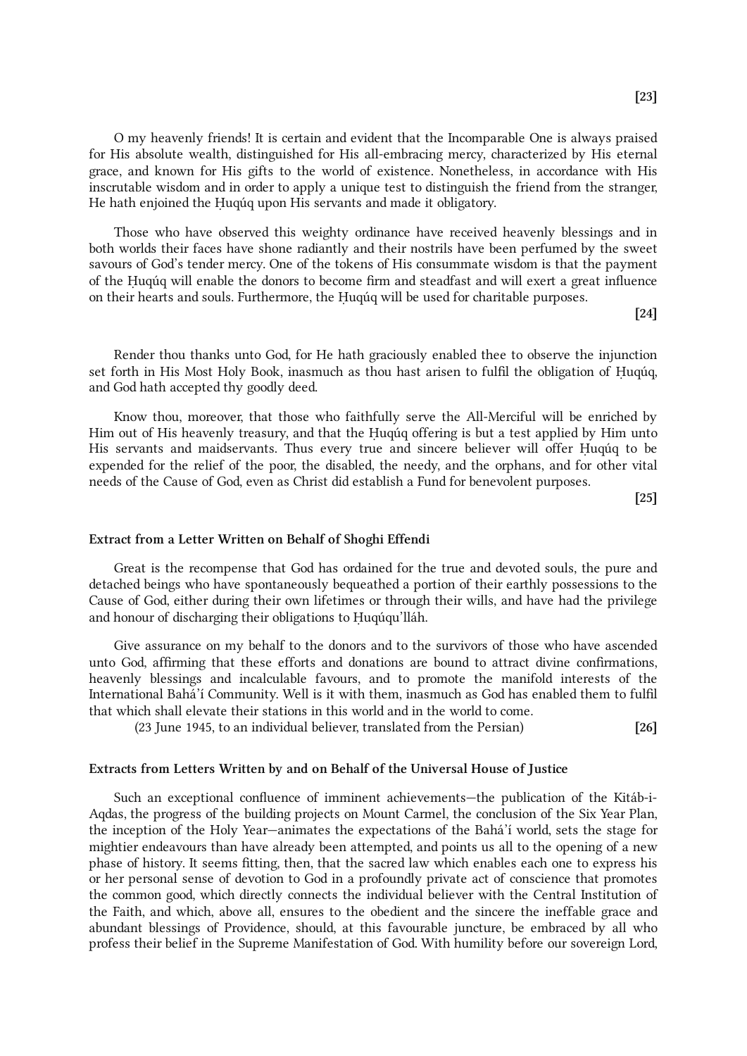[23]

O my heavenly friends! It is certain and evident that the Incomparable One is always praised for His absolute wealth, distinguished for His all-embracing mercy, characterized by His eternal grace, and known for His gifts to the world of existence. Nonetheless, in accordance with His inscrutable wisdom and in order to apply a unique test to distinguish the friend from the stranger, He hath enjoined the Ḥuqúq upon His servants and made it obligatory.

Those who have observed this weighty ordinance have received heavenly blessings and in both worlds their faces have shone radiantly and their nostrils have been perfumed by the sweet savours of God's tender mercy. One of the tokens of His consummate wisdom is that the payment of the Ḥuqúq will enable the donors to become firm and steadfast and will exert a great influence on their hearts and souls. Furthermore, the Ḥuqúq will be used for charitable purposes.

[24]

Render thou thanks unto God, for He hath graciously enabled thee to observe the injunction set forth in His Most Holy Book, inasmuch as thou hast arisen to fulfil the obligation of Ḥuqúq, and God hath accepted thy goodly deed.

Know thou, moreover, that those who faithfully serve the All-Merciful will be enriched by Him out of His heavenly treasury, and that the Ḥuqúq offering is but a test applied by Him unto His servants and maidservants. Thus every true and sincere believer will offer Ḥuqúq to be expended for the relief of the poor, the disabled, the needy, and the orphans, and for other vital needs of the Cause of God, even as Christ did establish a Fund for benevolent purposes.

[25]

**Extract from a Letter Written on Behalf of Shoghi Effendi**

Great is the recompense that God has ordained for the true and devoted souls, the pure and detached beings who have spontaneously bequeathed a portion of their earthly possessions to the Cause of God, either during their own lifetimes or through their wills, and have had the privilege and honour of discharging their obligations to Ḥuqúqu'lláh.

Give assurance on my behalf to the donors and to the survivors of those who have ascended unto God, affirming that these efforts and donations are bound to attract divine confirmations, heavenly blessings and incalculable favours, and to promote the manifold interests of the International Bahá'í Community. Well is it with them, inasmuch as God has enabled them to fulfil that which shall elevate their stations in this world and in the world to come.

(23 June 1945, to an individual believer, translated from the Persian)

[26]

**Extracts from Letters Written by and on Behalf of the Universal House of Justice**

Such an exceptional confluence of imminent achievements—the publication of the Kitáb-i-Aqdas, the progress of the building projects on Mount Carmel, the conclusion of the Six Year Plan, the inception of the Holy Year—animates the expectations of the Bahá'í world, sets the stage for mightier endeavours than have already been attempted, and points us all to the opening of a new phase of history. It seems fitting, then, that the sacred law which enables each one to express his or her personal sense of devotion to God in a profoundly private act of conscience that promotes the common good, which directly connects the individual believer with the Central Institution of the Faith, and which, above all, ensures to the obedient and the sincere the ineffable grace and abundant blessings of Providence, should, at this favourable juncture, be embraced by all who profess their belief in the Supreme Manifestation of God. With humility before our sovereign Lord,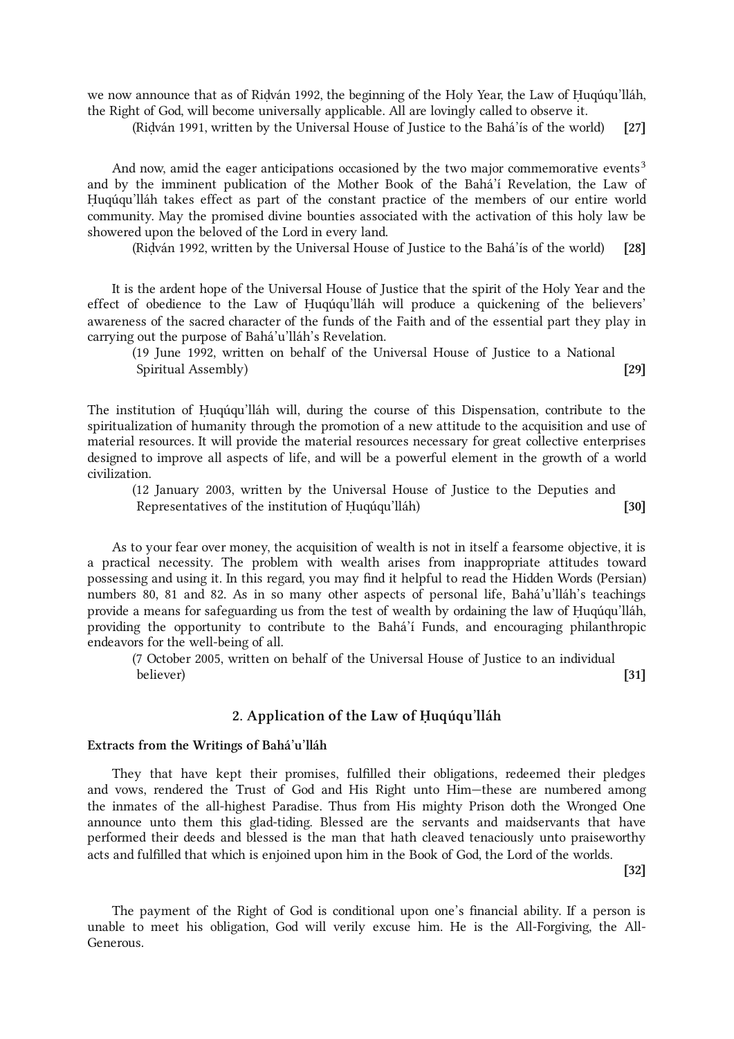we now announce that as of Riḍván 1992, the beginning of the Holy Year, the Law of Ḥuqúqu'lláh, the Right of God, will become universally applicable. All are lovingly called to observe it.

(Riḍván 1991, written by the Universal House of Justice to the Bahá'ís of the world) **[27]**

And now, amid the eager anticipations occasioned by the two major commemorative events[3] and by the imminent publication of the Mother Book of the Bahá'í Revelation, the Law of Ḥuqúqu'lláh takes effect as part of the constant practice of the members of our entire world community. May the promised divine bounties associated with the activation of this holy law be showered upon the beloved of the Lord in every land.

(Riḍván 1992, written by the Universal House of Justice to the Bahá'ís of the world) **[28]**

It is the ardent hope of the Universal House of Justice that the spirit of the Holy Year and the effect of obedience to the Law of Ḥuqúqu'lláh will produce a quickening of the believers' awareness of the sacred character of the funds of the Faith and of the essential part they play in carrying out the purpose of Bahá'u'lláh's Revelation.

(19 June 1992, written on behalf of the Universal House of Justice to a National Spiritual Assembly) **[29]**

The institution of Ḥuqúqu'lláh will, during the course of this Dispensation, contribute to the spiritualization of humanity through the promotion of a new attitude to the acquisition and use of material resources. It will provide the material resources necessary for great collective enterprises designed to improve all aspects of life, and will be a powerful element in the growth of a world civilization.

(12 January 2003, written by the Universal House of Justice to the Deputies and Representatives of the institution of Ḥuqúqu'lláh) **[30]**

As to your fear over money, the acquisition of wealth is not in itself a fearsome objective, it is a practical necessity. The problem with wealth arises from inappropriate attitudes toward possessing and using it. In this regard, you may find it helpful to read the Hidden Words (Persian) numbers 80, 81 and 82. As in so many other aspects of personal life, Bahá'u'lláh's teachings provide a means for safeguarding us from the test of wealth by ordaining the law of Ḥuqúqu'lláh, providing the opportunity to contribute to the Bahá'í Funds, and encouraging philanthropic endeavors for the well-being of all.

(7 October 2005, written on behalf of the Universal House of Justice to an individual believer) **[31]**

## 2. Application of the Law of Ḥuqúqu'lláh

**Extracts from the Writings of Bahá'u'lláh**

They that have kept their promises, fulfilled their obligations, redeemed their pledges and vows, rendered the Trust of God and His Right unto Him—these are numbered among the inmates of the all-highest Paradise. Thus from His mighty Prison doth the Wronged One announce unto them this glad-tiding. Blessed are the servants and maidservants that have performed their deeds and blessed is the man that hath cleaved tenaciously unto praiseworthy acts and fulfilled that which is enjoined upon him in the Book of God, the Lord of the worlds.

**[32]**

The payment of the Right of God is conditional upon one's financial ability. If a person is unable to meet his obligation, God will verily excuse him. He is the All-Forgiving, the All-Generous.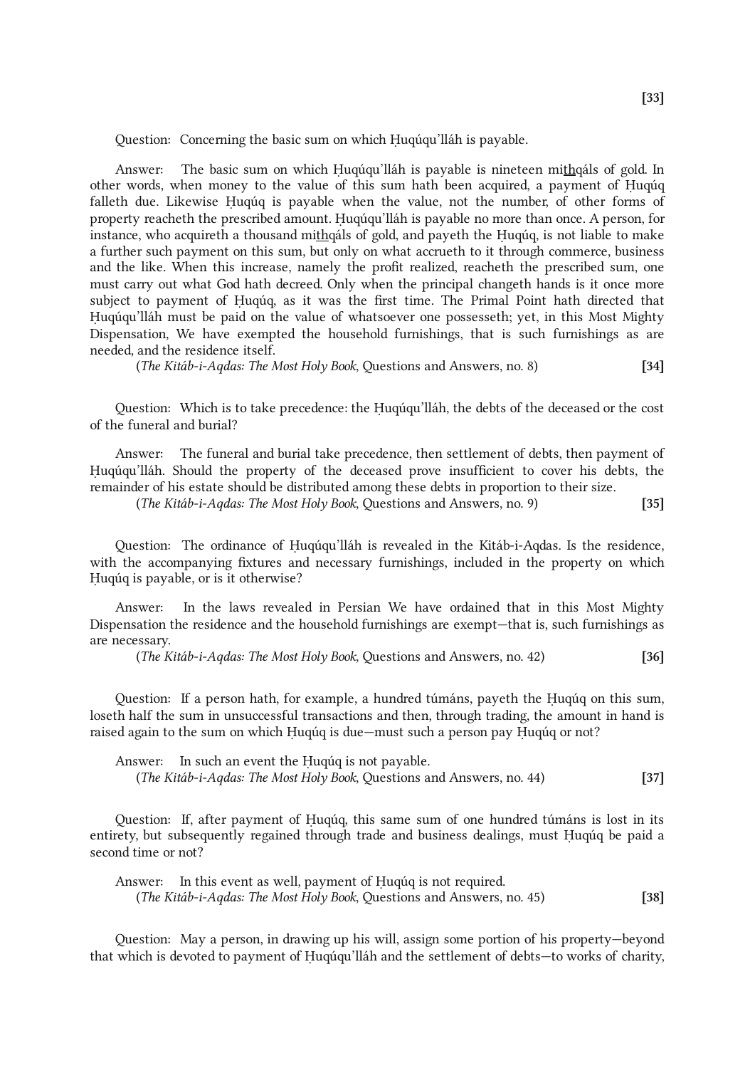**[33]**

Question: Concerning the basic sum on which Ḥuqúqu'lláh is payable.

Answer: The basic sum on which Ḥuqúqu'lláh is payable is nineteen mithqáls of gold. In other words, when money to the value of this sum hath been acquired, a payment of Ḥuqúq falleth due. Likewise Ḥuqúq is payable when the value, not the number, of other forms of property reacheth the prescribed amount. Ḥuqúqu'lláh is payable no more than once. A person, for instance, who acquireth a thousand mithqáls of gold, and payeth the Ḥuqúq, is not liable to make a further such payment on this sum, but only on what accrueth to it through commerce, business and the like. When this increase, namely the profit realized, reacheth the prescribed sum, one must carry out what God hath decreed. Only when the principal changeth hands is it once more subject to payment of Ḥuqúq, as it was the first time. The Primal Point hath directed that Ḥuqúqu'lláh must be paid on the value of whatsoever one possesseth; yet, in this Most Mighty Dispensation, We have exempted the household furnishings, that is such furnishings as are needed, and the residence itself.

(*The Kitáb-i-Aqdas: The Most Holy Book*, Questions and Answers, no. 8) **[34]**

Question: Which is to take precedence: the Ḥuqúqu'lláh, the debts of the deceased or the cost of the funeral and burial?

Answer: The funeral and burial take precedence, then settlement of debts, then payment of Ḥuqúqu'lláh. Should the property of the deceased prove insufficient to cover his debts, the remainder of his estate should be distributed among these debts in proportion to their size.

(*The Kitáb-i-Aqdas: The Most Holy Book*, Questions and Answers, no. 9) **[35]**

Question: The ordinance of Ḥuqúqu'lláh is revealed in the Kitáb-i-Aqdas. Is the residence, with the accompanying fixtures and necessary furnishings, included in the property on which Ḥuqúq is payable, or is it otherwise?

Answer: In the laws revealed in Persian We have ordained that in this Most Mighty Dispensation the residence and the household furnishings are exempt—that is, such furnishings as are necessary.

(*The Kitáb-i-Aqdas: The Most Holy Book*, Questions and Answers, no. 42) **[36]**

Question: If a person hath, for example, a hundred túmáns, payeth the Ḥuqúq on this sum, loseth half the sum in unsuccessful transactions and then, through trading, the amount in hand is raised again to the sum on which Ḥuqúq is due—must such a person pay Ḥuqúq or not?

Answer: In such an event the Ḥuqúq is not payable.

(*The Kitáb-i-Aqdas: The Most Holy Book*, Questions and Answers, no. 44) **[37]**

Question: If, after payment of Ḥuqúq, this same sum of one hundred túmáns is lost in its entirety, but subsequently regained through trade and business dealings, must Ḥuqúq be paid a second time or not?

Answer: In this event as well, payment of Ḥuqúq is not required.

(*The Kitáb-i-Aqdas: The Most Holy Book*, Questions and Answers, no. 45) **[38]**

Question: May a person, in drawing up his will, assign some portion of his property—beyond that which is devoted to payment of Ḥuqúqu'lláh and the settlement of debts—to works of charity,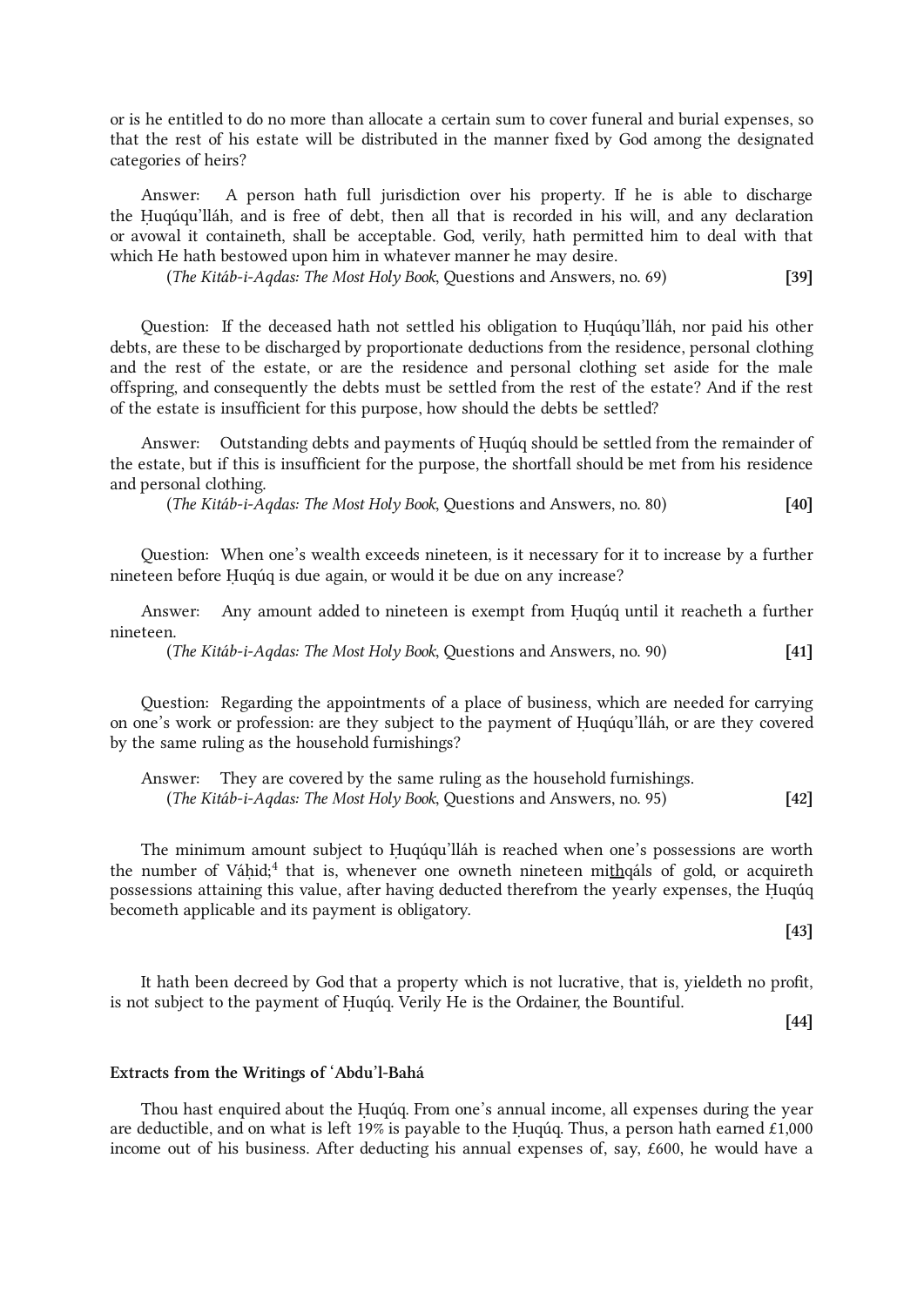or is he entitled to do no more than allocate a certain sum to cover funeral and burial expenses, so that the rest of his estate will be distributed in the manner fixed by God among the designated categories of heirs?

Answer: A person hath full jurisdiction over his property. If he is able to discharge the Ḥuqúqu'lláh, and is free of debt, then all that is recorded in his will, and any declaration or avowal it containeth, shall be acceptable. God, verily, hath permitted him to deal with that which He hath bestowed upon him in whatever manner he may desire.

(*The Kitáb-i-Aqdas: The Most Holy Book*, Questions and Answers, no. 69) **[39]**

Question: If the deceased hath not settled his obligation to Ḥuqúqu'lláh, nor paid his other debts, are these to be discharged by proportionate deductions from the residence, personal clothing and the rest of the estate, or are the residence and personal clothing set aside for the male offspring, and consequently the debts must be settled from the rest of the estate? And if the rest of the estate is insufficient for this purpose, how should the debts be settled?

Answer: Outstanding debts and payments of Ḥuqúq should be settled from the remainder of the estate, but if this is insufficient for the purpose, the shortfall should be met from his residence and personal clothing.

(*The Kitáb-i-Aqdas: The Most Holy Book*, Questions and Answers, no. 80) **[40]**

Question: When one's wealth exceeds nineteen, is it necessary for it to increase by a further nineteen before Ḥuqúq is due again, or would it be due on any increase?

Answer: Any amount added to nineteen is exempt from Ḥuqúq until it reacheth a further nineteen.

(*The Kitáb-i-Aqdas: The Most Holy Book*, Questions and Answers, no. 90) **[41]**

Question: Regarding the appointments of a place of business, which are needed for carrying on one's work or profession: are they subject to the payment of Ḥuqúqu'lláh, or are they covered by the same ruling as the household furnishings?

Answer: They are covered by the same ruling as the household furnishings.

(*The Kitáb-i-Aqdas: The Most Holy Book*, Questions and Answers, no. 95) **[42]**

The minimum amount subject to Ḥuqúqu'lláh is reached when one's possessions are worth the number of Váḥid;[4] that is, whenever one owneth nineteen mi<u>th</u>qáls of gold, or acquireth possessions attaining this value, after having deducted therefrom the yearly expenses, the Ḥuqúq becometh applicable and its payment is obligatory.

**[43]**

It hath been decreed by God that a property which is not lucrative, that is, yieldeth no profit, is not subject to the payment of Ḥuqúq. Verily He is the Ordainer, the Bountiful.

**[44]**

**Extracts from the Writings of 'Abdu'l-Bahá**

Thou hast enquired about the Ḥuqúq. From one's annual income, all expenses during the year are deductible, and on what is left 19% is payable to the Ḥuqúq. Thus, a person hath earned £1,000 income out of his business. After deducting his annual expenses of, say, £600, he would have a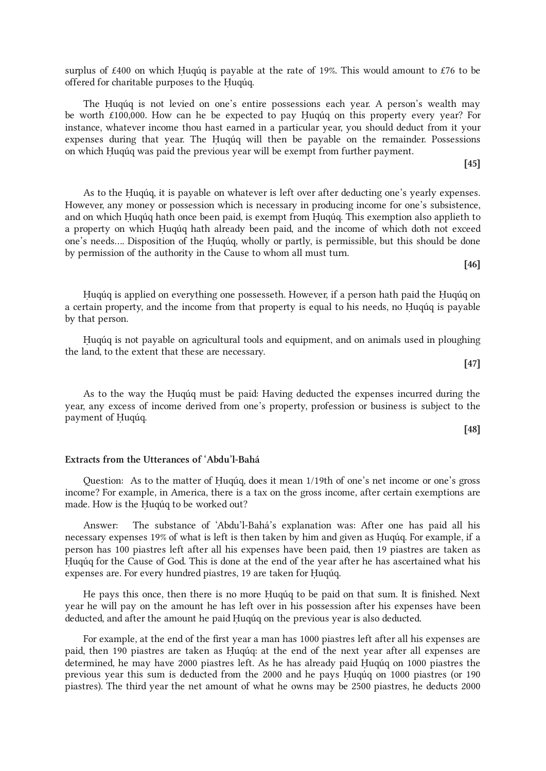surplus of £400 on which Ḥuqúq is payable at the rate of 19%. This would amount to £76 to be offered for charitable purposes to the Ḥuqúq.

The Ḥuqúq is not levied on one's entire possessions each year. A person's wealth may be worth £100,000. How can he be expected to pay Ḥuqúq on this property every year? For instance, whatever income thou hast earned in a particular year, you should deduct from it your expenses during that year. The Ḥuqúq will then be payable on the remainder. Possessions on which Ḥuqúq was paid the previous year will be exempt from further payment.

**[45]**

As to the Ḥuqúq, it is payable on whatever is left over after deducting one's yearly expenses. However, any money or possession which is necessary in producing income for one's subsistence, and on which Ḥuqúq hath once been paid, is exempt from Ḥuqúq. This exemption also applieth to a property on which Ḥuqúq hath already been paid, and the income of which doth not exceed one's needs.... Disposition of the Ḥuqúq, wholly or partly, is permissible, but this should be done by permission of the authority in the Cause to whom all must turn.

**[46]**

Ḥuqúq is applied on everything one possesseth. However, if a person hath paid the Ḥuqúq on a certain property, and the income from that property is equal to his needs, no Ḥuqúq is payable by that person.

Ḥuqúq is not payable on agricultural tools and equipment, and on animals used in ploughing the land, to the extent that these are necessary.

**[47]**

As to the way the Ḥuqúq must be paid: Having deducted the expenses incurred during the year, any excess of income derived from one's property, profession or business is subject to the payment of Ḥuqúq.

**[48]**

**Extracts from the Utterances of 'Abdu'l-Bahá**

Question: As to the matter of Ḥuqúq, does it mean 1/19th of one's net income or one's gross income? For example, in America, there is a tax on the gross income, after certain exemptions are made. How is the Ḥuqúq to be worked out?

Answer: The substance of 'Abdu'l-Bahá's explanation was: After one has paid all his necessary expenses 19% of what is left is then taken by him and given as Ḥuqúq. For example, if a person has 100 piastres left after all his expenses have been paid, then 19 piastres are taken as Ḥuqúq for the Cause of God. This is done at the end of the year after he has ascertained what his expenses are. For every hundred piastres, 19 are taken for Ḥuqúq.

He pays this once, then there is no more Ḥuqúq to be paid on that sum. It is finished. Next year he will pay on the amount he has left over in his possession after his expenses have been deducted, and after the amount he paid Ḥuqúq on the previous year is also deducted.

For example, at the end of the first year a man has 1000 piastres left after all his expenses are paid, then 190 piastres are taken as Ḥuqúq: at the end of the next year after all expenses are determined, he may have 2000 piastres left. As he has already paid Ḥuqúq on 1000 piastres the previous year this sum is deducted from the 2000 and he pays Ḥuqúq on 1000 piastres (or 190 piastres). The third year the net amount of what he owns may be 2500 piastres, he deducts 2000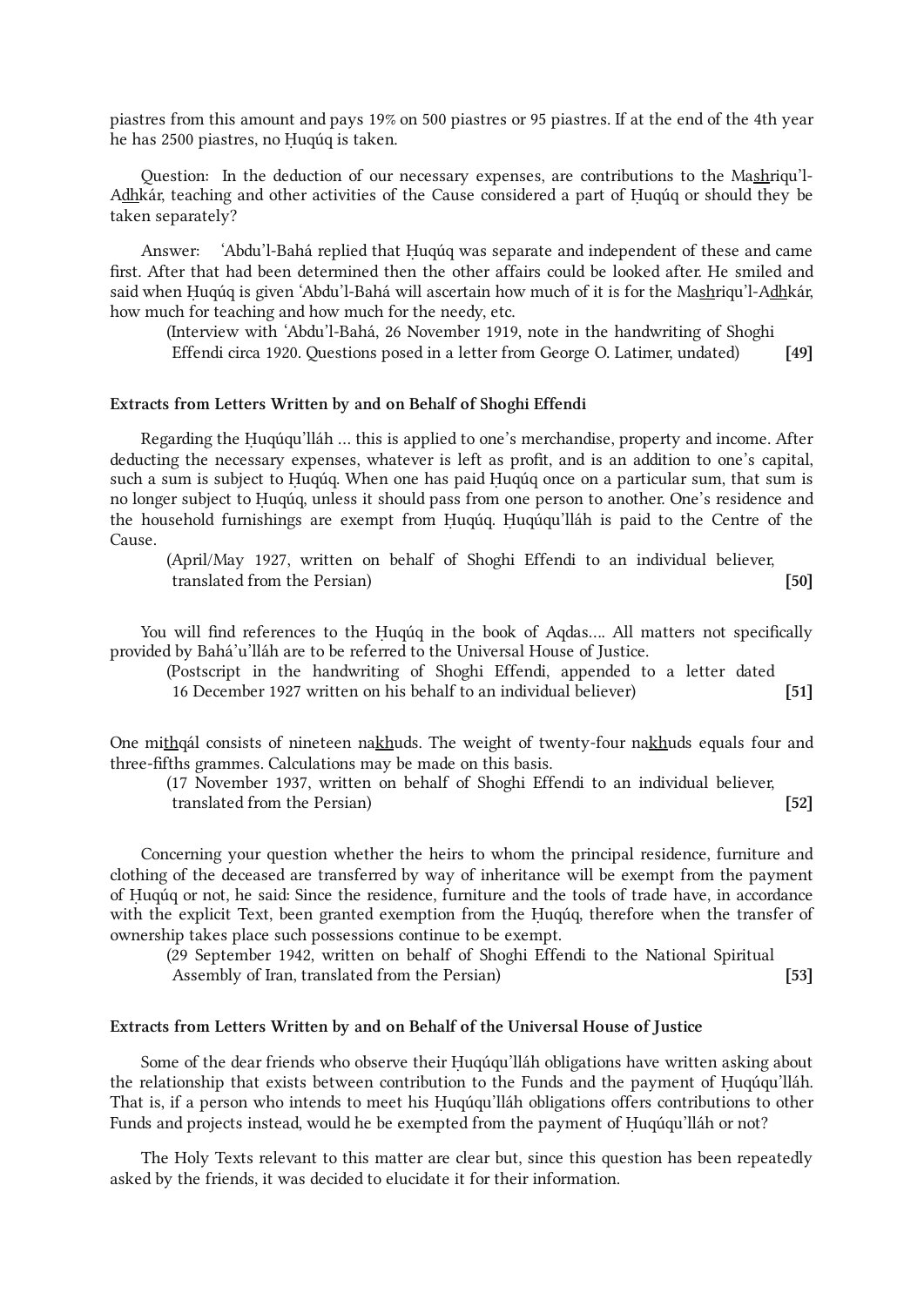piastres from this amount and pays 19% on 500 piastres or 95 piastres. If at the end of the 4th year he has 2500 piastres, no Ḥuqúq is taken.

Question: In the deduction of our necessary expenses, are contributions to the Mashriqu'l-Adhkár, teaching and other activities of the Cause considered a part of Ḥuqúq or should they be taken separately?

Answer: 'Abdu'l-Bahá replied that Ḥuqúq was separate and independent of these and came first. After that had been determined then the other affairs could be looked after. He smiled and said when Ḥuqúq is given 'Abdu'l-Bahá will ascertain how much of it is for the Mashriqu'l-Adhkár, how much for teaching and how much for the needy, etc.

(Interview with 'Abdu'l-Bahá, 26 November 1919, note in the handwriting of Shoghi Effendi circa 1920. Questions posed in a letter from George O. Latimer, undated) **[49]**

### Extracts from Letters Written by and on Behalf of Shoghi Effendi

Regarding the Ḥuqúqu'lláh ... this is applied to one's merchandise, property and income. After deducting the necessary expenses, whatever is left as profit, and is an addition to one's capital, such a sum is subject to Ḥuqúq. When one has paid Ḥuqúq once on a particular sum, that sum is no longer subject to Ḥuqúq, unless it should pass from one person to another. One's residence and the household furnishings are exempt from Ḥuqúq. Ḥuqúqu'lláh is paid to the Centre of the Cause.

(April/May 1927, written on behalf of Shoghi Effendi to an individual believer, translated from the Persian) **[50]**

You will find references to the Ḥuqúq in the book of Aqdas.... All matters not specifically provided by Bahá'u'lláh are to be referred to the Universal House of Justice.

(Postscript in the handwriting of Shoghi Effendi, appended to a letter dated 16 December 1927 written on his behalf to an individual believer) **[51]**

One mithqál consists of nineteen nakhuds. The weight of twenty-four nakhuds equals four and three-fifths grammes. Calculations may be made on this basis.

(17 November 1937, written on behalf of Shoghi Effendi to an individual believer, translated from the Persian) **[52]**

Concerning your question whether the heirs to whom the principal residence, furniture and clothing of the deceased are transferred by way of inheritance will be exempt from the payment of Ḥuqúq or not, he said: Since the residence, furniture and the tools of trade have, in accordance with the explicit Text, been granted exemption from the Ḥuqúq, therefore when the transfer of ownership takes place such possessions continue to be exempt.

(29 September 1942, written on behalf of Shoghi Effendi to the National Spiritual Assembly of Iran, translated from the Persian) **[53]**

### Extracts from Letters Written by and on Behalf of the Universal House of Justice

Some of the dear friends who observe their Ḥuqúqu'lláh obligations have written asking about the relationship that exists between contribution to the Funds and the payment of Ḥuqúqu'lláh. That is, if a person who intends to meet his Ḥuqúqu'lláh obligations offers contributions to other Funds and projects instead, would he be exempted from the payment of Ḥuqúqu'lláh or not?

The Holy Texts relevant to this matter are clear but, since this question has been repeatedly asked by the friends, it was decided to elucidate it for their information.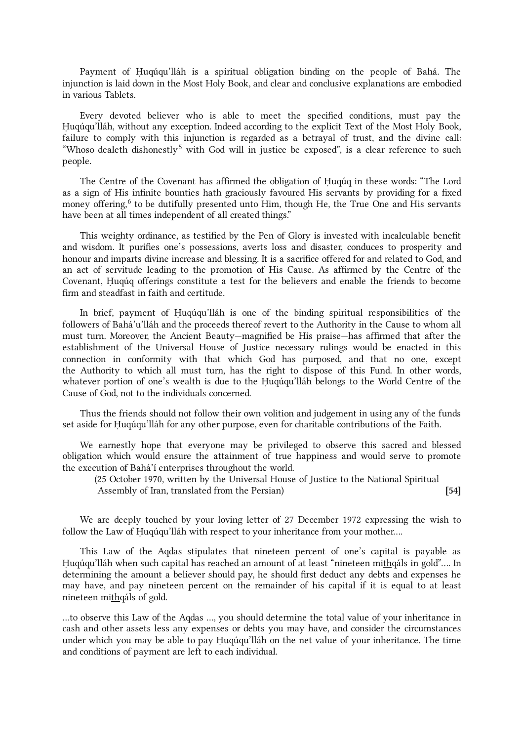Payment of Ḥuqúqu'lláh is a spiritual obligation binding on the people of Bahá. The injunction is laid down in the Most Holy Book, and clear and conclusive explanations are embodied in various Tablets.

Every devoted believer who is able to meet the specified conditions, must pay the Ḥuqúqu'lláh, without any exception. Indeed according to the explicit Text of the Most Holy Book, failure to comply with this injunction is regarded as a betrayal of trust, and the divine call: "Whoso dealeth dishonestly[5] with God will in justice be exposed", is a clear reference to such people.

The Centre of the Covenant has affirmed the obligation of Ḥuqúq in these words: "The Lord as a sign of His infinite bounties hath graciously favoured His servants by providing for a fixed money offering,[6] to be dutifully presented unto Him, though He, the True One and His servants have been at all times independent of all created things."

This weighty ordinance, as testified by the Pen of Glory is invested with incalculable benefit and wisdom. It purifies one's possessions, averts loss and disaster, conduces to prosperity and honour and imparts divine increase and blessing. It is a sacrifice offered for and related to God, and an act of servitude leading to the promotion of His Cause. As affirmed by the Centre of the Covenant, Ḥuqúq offerings constitute a test for the believers and enable the friends to become firm and steadfast in faith and certitude.

In brief, payment of Ḥuqúqu'lláh is one of the binding spiritual responsibilities of the followers of Bahá'u'lláh and the proceeds thereof revert to the Authority in the Cause to whom all must turn. Moreover, the Ancient Beauty—magnified be His praise—has affirmed that after the establishment of the Universal House of Justice necessary rulings would be enacted in this connection in conformity with that which God has purposed, and that no one, except the Authority to which all must turn, has the right to dispose of this Fund. In other words, whatever portion of one's wealth is due to the Ḥuqúqu'lláh belongs to the World Centre of the Cause of God, not to the individuals concerned.

Thus the friends should not follow their own volition and judgement in using any of the funds set aside for Ḥuqúqu'lláh for any other purpose, even for charitable contributions of the Faith.

We earnestly hope that everyone may be privileged to observe this sacred and blessed obligation which would ensure the attainment of true happiness and would serve to promote the execution of Bahá'í enterprises throughout the world.

(25 October 1970, written by the Universal House of Justice to the National Spiritual Assembly of Iran, translated from the Persian) **[54]**

We are deeply touched by your loving letter of 27 December 1972 expressing the wish to follow the Law of Ḥuqúqu'lláh with respect to your inheritance from your mother….

This Law of the Aqdas stipulates that nineteen percent of one's capital is payable as Ḥuqúqu'lláh when such capital has reached an amount of at least "nineteen mi<u>th</u>qáls in gold"…. In determining the amount a believer should pay, he should first deduct any debts and expenses he may have, and pay nineteen percent on the remainder of his capital if it is equal to at least nineteen mi<u>th</u>qáls of gold.

…to observe this Law of the Aqdas …, you should determine the total value of your inheritance in cash and other assets less any expenses or debts you may have, and consider the circumstances under which you may be able to pay Ḥuqúqu'lláh on the net value of your inheritance. The time and conditions of payment are left to each individual.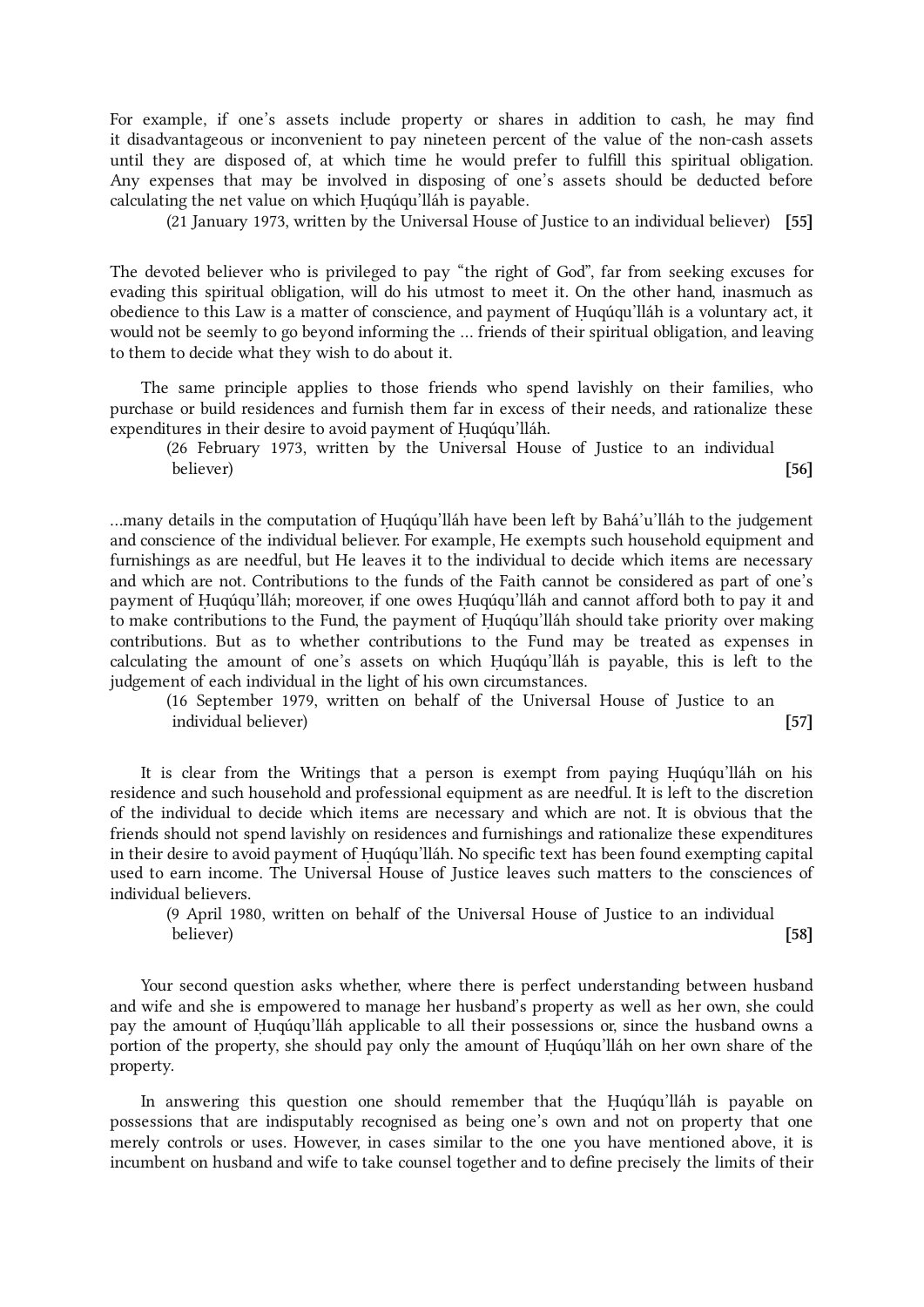For example, if one's assets include property or shares in addition to cash, he may find it disadvantageous or inconvenient to pay nineteen percent of the value of the non-cash assets until they are disposed of, at which time he would prefer to fulfill this spiritual obligation. Any expenses that may be involved in disposing of one's assets should be deducted before calculating the net value on which Ḥuqúqu'lláh is payable.

(21 January 1973, written by the Universal House of Justice to an individual believer) **[55]**

The devoted believer who is privileged to pay "the right of God", far from seeking excuses for evading this spiritual obligation, will do his utmost to meet it. On the other hand, inasmuch as obedience to this Law is a matter of conscience, and payment of Ḥuqúqu'lláh is a voluntary act, it would not be seemly to go beyond informing the ... friends of their spiritual obligation, and leaving to them to decide what they wish to do about it.

The same principle applies to those friends who spend lavishly on their families, who purchase or build residences and furnish them far in excess of their needs, and rationalize these expenditures in their desire to avoid payment of Ḥuqúqu'lláh.

(26 February 1973, written by the Universal House of Justice to an individual believer) **[56]**

...many details in the computation of Ḥuqúqu'lláh have been left by Bahá'u'lláh to the judgement and conscience of the individual believer. For example, He exempts such household equipment and furnishings as are needful, but He leaves it to the individual to decide which items are necessary and which are not. Contributions to the funds of the Faith cannot be considered as part of one's payment of Ḥuqúqu'lláh; moreover, if one owes Ḥuqúqu'lláh and cannot afford both to pay it and to make contributions to the Fund, the payment of Ḥuqúqu'lláh should take priority over making contributions. But as to whether contributions to the Fund may be treated as expenses in calculating the amount of one's assets on which Ḥuqúqu'lláh is payable, this is left to the judgement of each individual in the light of his own circumstances.

(16 September 1979, written on behalf of the Universal House of Justice to an individual believer) **[57]**

It is clear from the Writings that a person is exempt from paying Ḥuqúqu'lláh on his residence and such household and professional equipment as are needful. It is left to the discretion of the individual to decide which items are necessary and which are not. It is obvious that the friends should not spend lavishly on residences and furnishings and rationalize these expenditures in their desire to avoid payment of Ḥuqúqu'lláh. No specific text has been found exempting capital used to earn income. The Universal House of Justice leaves such matters to the consciences of individual believers.

(9 April 1980, written on behalf of the Universal House of Justice to an individual believer) **[58]**

Your second question asks whether, where there is perfect understanding between husband and wife and she is empowered to manage her husband's property as well as her own, she could pay the amount of Ḥuqúqu'lláh applicable to all their possessions or, since the husband owns a portion of the property, she should pay only the amount of Ḥuqúqu'lláh on her own share of the property.

In answering this question one should remember that the Ḥuqúqu'lláh is payable on possessions that are indisputably recognised as being one's own and not on property that one merely controls or uses. However, in cases similar to the one you have mentioned above, it is incumbent on husband and wife to take counsel together and to define precisely the limits of their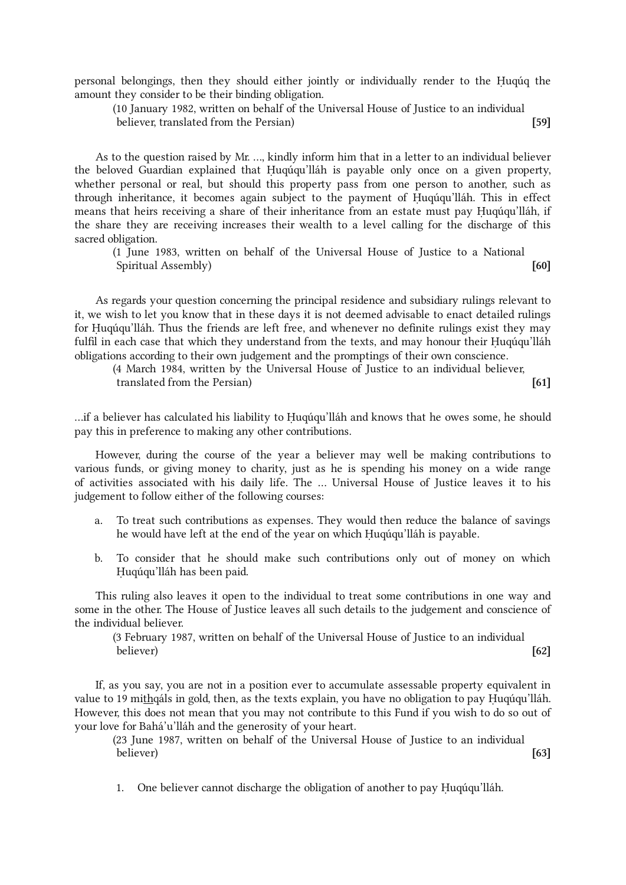personal belongings, then they should either jointly or individually render to the Ḥuqúq the amount they consider to be their binding obligation.

(10 January 1982, written on behalf of the Universal House of Justice to an individual believer, translated from the Persian) **[59]**

As to the question raised by Mr. ..., kindly inform him that in a letter to an individual believer the beloved Guardian explained that Ḥuqúqu'lláh is payable only once on a given property, whether personal or real, but should this property pass from one person to another, such as through inheritance, it becomes again subject to the payment of Ḥuqúqu'lláh. This in effect means that heirs receiving a share of their inheritance from an estate must pay Ḥuqúqu'lláh, if the share they are receiving increases their wealth to a level calling for the discharge of this sacred obligation.

(1 June 1983, written on behalf of the Universal House of Justice to a National Spiritual Assembly) **[60]**

As regards your question concerning the principal residence and subsidiary rulings relevant to it, we wish to let you know that in these days it is not deemed advisable to enact detailed rulings for Ḥuqúqu'lláh. Thus the friends are left free, and whenever no definite rulings exist they may fulfil in each case that which they understand from the texts, and may honour their Ḥuqúqu'lláh obligations according to their own judgement and the promptings of their own conscience.

(4 March 1984, written by the Universal House of Justice to an individual believer, translated from the Persian) **[61]**

...if a believer has calculated his liability to Ḥuqúqu'lláh and knows that he owes some, he should pay this in preference to making any other contributions.

However, during the course of the year a believer may well be making contributions to various funds, or giving money to charity, just as he is spending his money on a wide range of activities associated with his daily life. The ... Universal House of Justice leaves it to his judgement to follow either of the following courses:

a. To treat such contributions as expenses. They would then reduce the balance of savings he would have left at the end of the year on which Ḥuqúqu'lláh is payable.

b. To consider that he should make such contributions only out of money on which Ḥuqúqu'lláh has been paid.

This ruling also leaves it open to the individual to treat some contributions in one way and some in the other. The House of Justice leaves all such details to the judgement and conscience of the individual believer.

(3 February 1987, written on behalf of the Universal House of Justice to an individual believer) **[62]**

If, as you say, you are not in a position ever to accumulate assessable property equivalent in value to 19 mi<u>th</u>qáls in gold, then, as the texts explain, you have no obligation to pay Ḥuqúqu'lláh. However, this does not mean that you may not contribute to this Fund if you wish to do so out of your love for Bahá'u'lláh and the generosity of your heart.

(23 June 1987, written on behalf of the Universal House of Justice to an individual believer) **[63]**

1. One believer cannot discharge the obligation of another to pay Ḥuqúqu'lláh.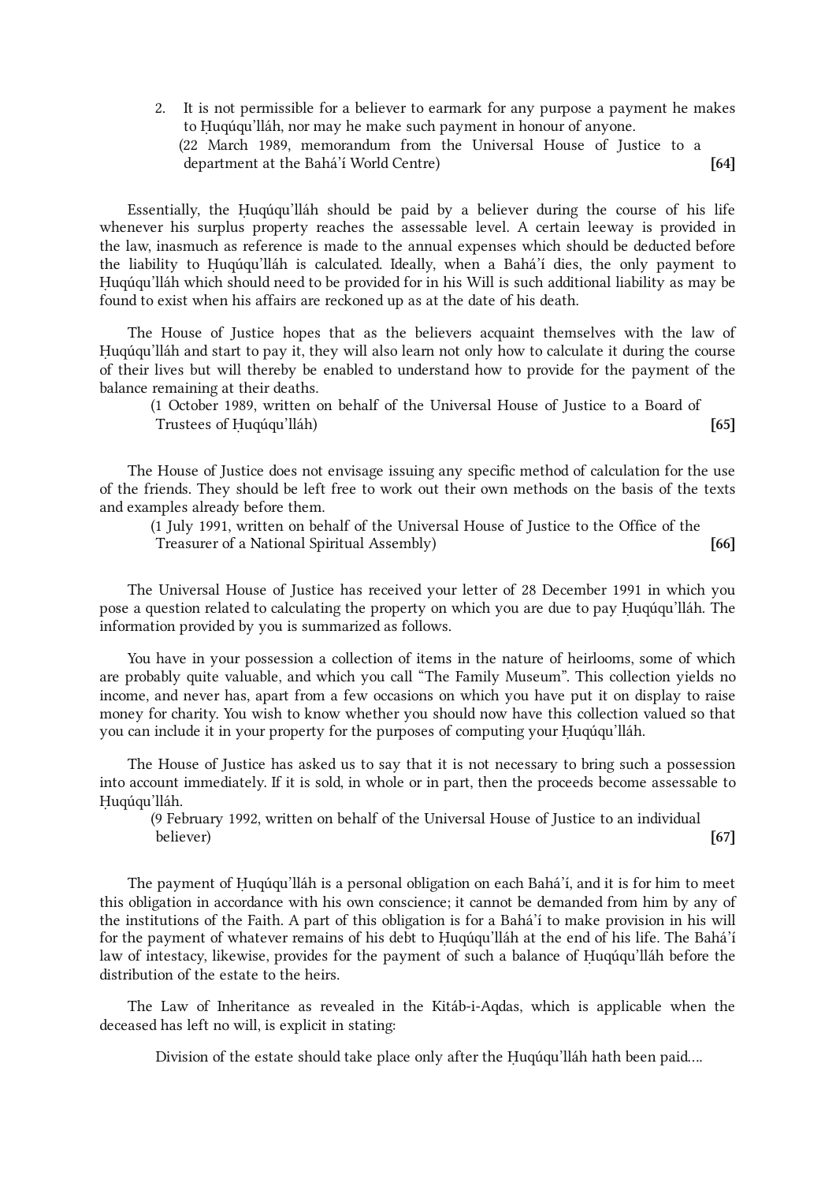2. It is not permissible for a believer to earmark for any purpose a payment he makes to Ḥuqúqu'lláh, nor may he make such payment in honour of anyone.
   (22 March 1989, memorandum from the Universal House of Justice to a department at the Bahá'í World Centre) **[64]**

Essentially, the Ḥuqúqu'lláh should be paid by a believer during the course of his life whenever his surplus property reaches the assessable level. A certain leeway is provided in the law, inasmuch as reference is made to the annual expenses which should be deducted before the liability to Ḥuqúqu'lláh is calculated. Ideally, when a Bahá'í dies, the only payment to Ḥuqúqu'lláh which should need to be provided for in his Will is such additional liability as may be found to exist when his affairs are reckoned up as at the date of his death.

The House of Justice hopes that as the believers acquaint themselves with the law of Ḥuqúqu'lláh and start to pay it, they will also learn not only how to calculate it during the course of their lives but will thereby be enabled to understand how to provide for the payment of the balance remaining at their deaths.

(1 October 1989, written on behalf of the Universal House of Justice to a Board of Trustees of Ḥuqúqu'lláh) **[65]**

The House of Justice does not envisage issuing any specific method of calculation for the use of the friends. They should be left free to work out their own methods on the basis of the texts and examples already before them.

(1 July 1991, written on behalf of the Universal House of Justice to the Office of the Treasurer of a National Spiritual Assembly) **[66]**

The Universal House of Justice has received your letter of 28 December 1991 in which you pose a question related to calculating the property on which you are due to pay Ḥuqúqu'lláh. The information provided by you is summarized as follows.

You have in your possession a collection of items in the nature of heirlooms, some of which are probably quite valuable, and which you call "The Family Museum". This collection yields no income, and never has, apart from a few occasions on which you have put it on display to raise money for charity. You wish to know whether you should now have this collection valued so that you can include it in your property for the purposes of computing your Ḥuqúqu'lláh.

The House of Justice has asked us to say that it is not necessary to bring such a possession into account immediately. If it is sold, in whole or in part, then the proceeds become assessable to Ḥuqúqu'lláh.

(9 February 1992, written on behalf of the Universal House of Justice to an individual believer) **[67]**

The payment of Ḥuqúqu'lláh is a personal obligation on each Bahá'í, and it is for him to meet this obligation in accordance with his own conscience; it cannot be demanded from him by any of the institutions of the Faith. A part of this obligation is for a Bahá'í to make provision in his will for the payment of whatever remains of his debt to Ḥuqúqu'lláh at the end of his life. The Bahá'í law of intestacy, likewise, provides for the payment of such a balance of Ḥuqúqu'lláh before the distribution of the estate to the heirs.

The Law of Inheritance as revealed in the Kitáb-i-Aqdas, which is applicable when the deceased has left no will, is explicit in stating:

> Division of the estate should take place only after the Ḥuqúqu'lláh hath been paid....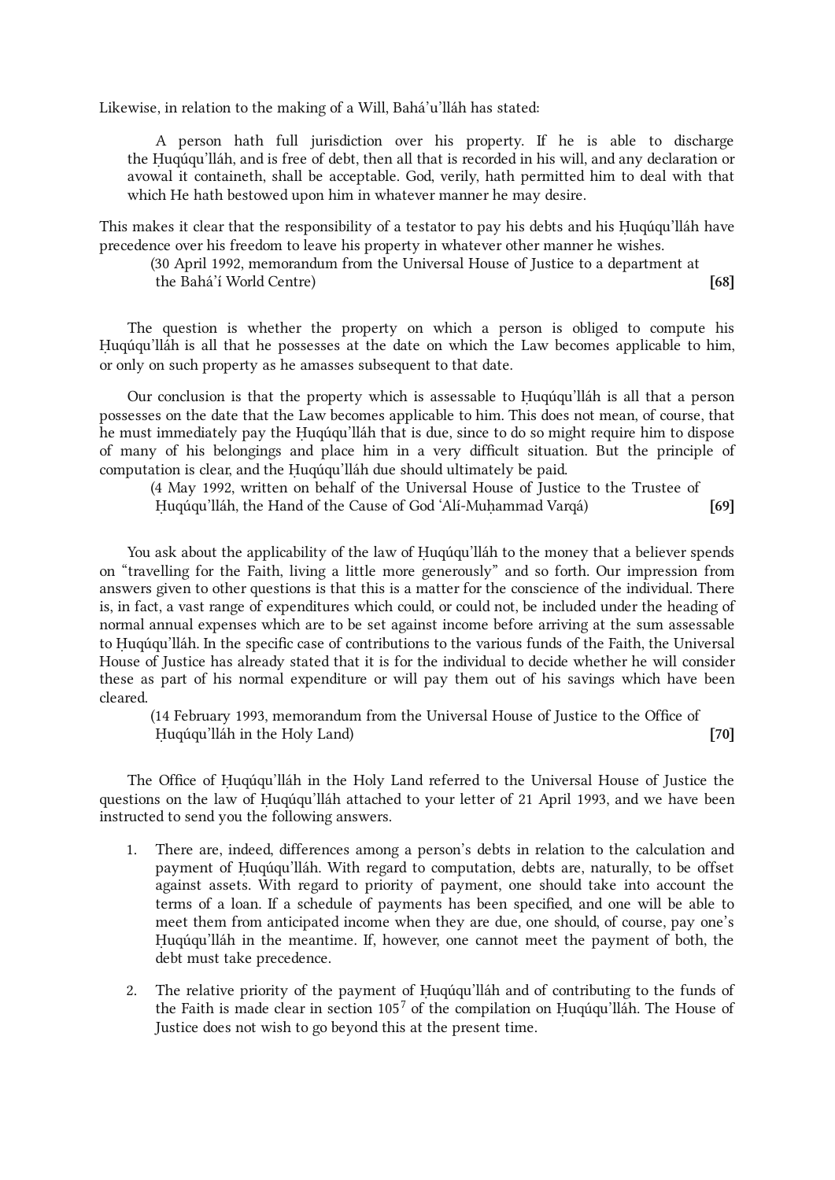Likewise, in relation to the making of a Will, Bahá'u'lláh has stated:

> A person hath full jurisdiction over his property. If he is able to discharge the Ḥuqúqu'lláh, and is free of debt, then all that is recorded in his will, and any declaration or avowal it containeth, shall be acceptable. God, verily, hath permitted him to deal with that which He hath bestowed upon him in whatever manner he may desire.

This makes it clear that the responsibility of a testator to pay his debts and his Ḥuqúqu'lláh have precedence over his freedom to leave his property in whatever other manner he wishes.

(30 April 1992, memorandum from the Universal House of Justice to a department at the Bahá'í World Centre) **[68]**

The question is whether the property on which a person is obliged to compute his Ḥuqúqu'lláh is all that he possesses at the date on which the Law becomes applicable to him, or only on such property as he amasses subsequent to that date.

Our conclusion is that the property which is assessable to Ḥuqúqu'lláh is all that a person possesses on the date that the Law becomes applicable to him. This does not mean, of course, that he must immediately pay the Ḥuqúqu'lláh that is due, since to do so might require him to dispose of many of his belongings and place him in a very difficult situation. But the principle of computation is clear, and the Ḥuqúqu'lláh due should ultimately be paid.

(4 May 1992, written on behalf of the Universal House of Justice to the Trustee of Ḥuqúqu'lláh, the Hand of the Cause of God 'Alí-Muḥammad Varqá) **[69]**

You ask about the applicability of the law of Ḥuqúqu'lláh to the money that a believer spends on "travelling for the Faith, living a little more generously" and so forth. Our impression from answers given to other questions is that this is a matter for the conscience of the individual. There is, in fact, a vast range of expenditures which could, or could not, be included under the heading of normal annual expenses which are to be set against income before arriving at the sum assessable to Ḥuqúqu'lláh. In the specific case of contributions to the various funds of the Faith, the Universal House of Justice has already stated that it is for the individual to decide whether he will consider these as part of his normal expenditure or will pay them out of his savings which have been cleared.

(14 February 1993, memorandum from the Universal House of Justice to the Office of Ḥuqúqu'lláh in the Holy Land) **[70]**

The Office of Ḥuqúqu'lláh in the Holy Land referred to the Universal House of Justice the questions on the law of Ḥuqúqu'lláh attached to your letter of 21 April 1993, and we have been instructed to send you the following answers.

1. There are, indeed, differences among a person's debts in relation to the calculation and payment of Ḥuqúqu'lláh. With regard to computation, debts are, naturally, to be offset against assets. With regard to priority of payment, one should take into account the terms of a loan. If a schedule of payments has been specified, and one will be able to meet them from anticipated income when they are due, one should, of course, pay one's Ḥuqúqu'lláh in the meantime. If, however, one cannot meet the payment of both, the debt must take precedence.

2. The relative priority of the payment of Ḥuqúqu'lláh and of contributing to the funds of the Faith is made clear in section 105[7] of the compilation on Ḥuqúqu'lláh. The House of Justice does not wish to go beyond this at the present time.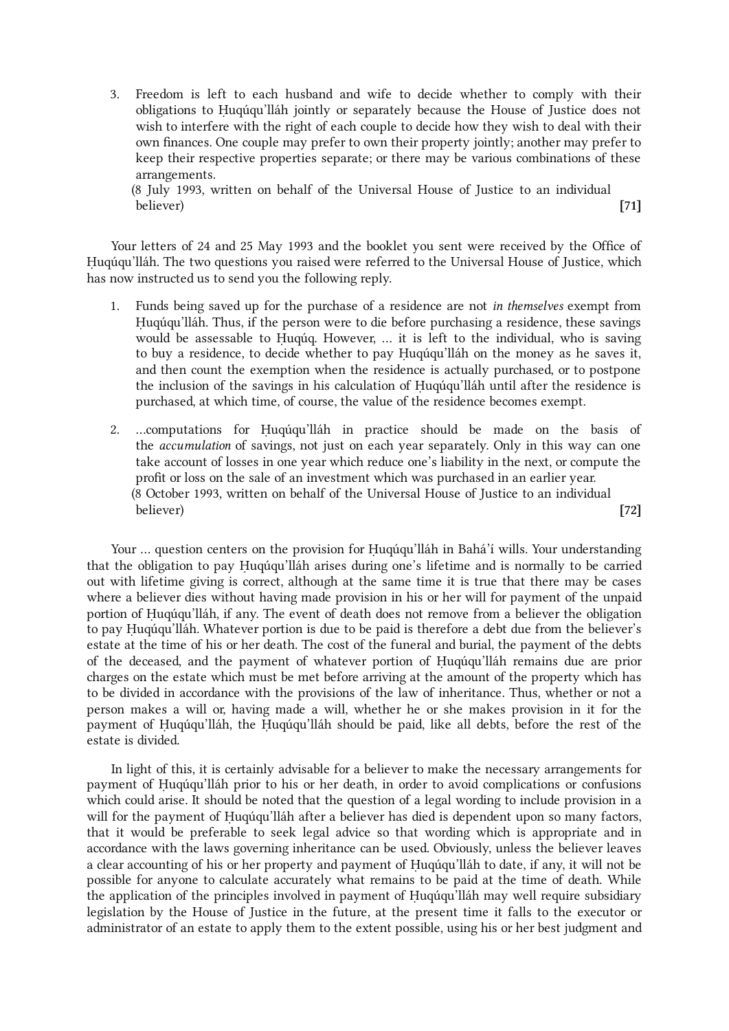3. Freedom is left to each husband and wife to decide whether to comply with their obligations to Ḥuqúqu'lláh jointly or separately because the House of Justice does not wish to interfere with the right of each couple to decide how they wish to deal with their own finances. One couple may prefer to own their property jointly; another may prefer to keep their respective properties separate; or there may be various combinations of these arrangements.
   (8 July 1993, written on behalf of the Universal House of Justice to an individual believer) **[71]**

Your letters of 24 and 25 May 1993 and the booklet you sent were received by the Office of Ḥuqúqu'lláh. The two questions you raised were referred to the Universal House of Justice, which has now instructed us to send you the following reply.

1. Funds being saved up for the purchase of a residence are not *in themselves* exempt from Ḥuqúqu'lláh. Thus, if the person were to die before purchasing a residence, these savings would be assessable to Ḥuqúq. However, ... it is left to the individual, who is saving to buy a residence, to decide whether to pay Ḥuqúqu'lláh on the money as he saves it, and then count the exemption when the residence is actually purchased, or to postpone the inclusion of the savings in his calculation of Ḥuqúqu'lláh until after the residence is purchased, at which time, of course, the value of the residence becomes exempt.

2. ...computations for Ḥuqúqu'lláh in practice should be made on the basis of the *accumulation* of savings, not just on each year separately. Only in this way can one take account of losses in one year which reduce one's liability in the next, or compute the profit or loss on the sale of an investment which was purchased in an earlier year.
   (8 October 1993, written on behalf of the Universal House of Justice to an individual believer) **[72]**

Your ... question centers on the provision for Ḥuqúqu'lláh in Bahá'í wills. Your understanding that the obligation to pay Ḥuqúqu'lláh arises during one's lifetime and is normally to be carried out with lifetime giving is correct, although at the same time it is true that there may be cases where a believer dies without having made provision in his or her will for payment of the unpaid portion of Ḥuqúqu'lláh, if any. The event of death does not remove from a believer the obligation to pay Ḥuqúqu'lláh. Whatever portion is due to be paid is therefore a debt due from the believer's estate at the time of his or her death. The cost of the funeral and burial, the payment of the debts of the deceased, and the payment of whatever portion of Ḥuqúqu'lláh remains due are prior charges on the estate which must be met before arriving at the amount of the property which has to be divided in accordance with the provisions of the law of inheritance. Thus, whether or not a person makes a will or, having made a will, whether he or she makes provision in it for the payment of Ḥuqúqu'lláh, the Ḥuqúqu'lláh should be paid, like all debts, before the rest of the estate is divided.

In light of this, it is certainly advisable for a believer to make the necessary arrangements for payment of Ḥuqúqu'lláh prior to his or her death, in order to avoid complications or confusions which could arise. It should be noted that the question of a legal wording to include provision in a will for the payment of Ḥuqúqu'lláh after a believer has died is dependent upon so many factors, that it would be preferable to seek legal advice so that wording which is appropriate and in accordance with the laws governing inheritance can be used. Obviously, unless the believer leaves a clear accounting of his or her property and payment of Ḥuqúqu'lláh to date, if any, it will not be possible for anyone to calculate accurately what remains to be paid at the time of death. While the application of the principles involved in payment of Ḥuqúqu'lláh may well require subsidiary legislation by the House of Justice in the future, at the present time it falls to the executor or administrator of an estate to apply them to the extent possible, using his or her best judgment and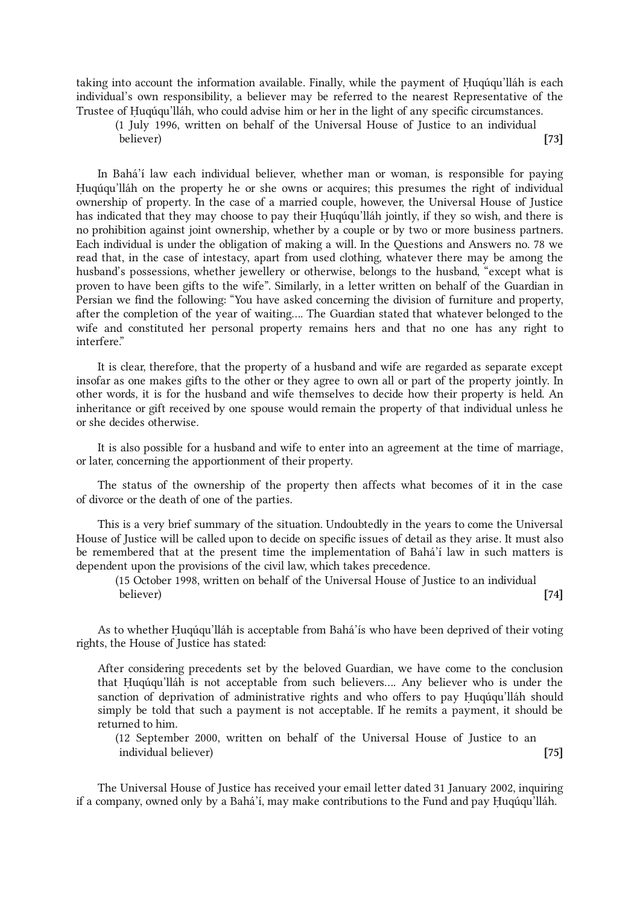taking into account the information available. Finally, while the payment of Ḥuqúqu'lláh is each individual's own responsibility, a believer may be referred to the nearest Representative of the Trustee of Ḥuqúqu'lláh, who could advise him or her in the light of any specific circumstances.

(1 July 1996, written on behalf of the Universal House of Justice to an individual believer) **[73]**

In Bahá'í law each individual believer, whether man or woman, is responsible for paying Ḥuqúqu'lláh on the property he or she owns or acquires; this presumes the right of individual ownership of property. In the case of a married couple, however, the Universal House of Justice has indicated that they may choose to pay their Ḥuqúqu'lláh jointly, if they so wish, and there is no prohibition against joint ownership, whether by a couple or by two or more business partners. Each individual is under the obligation of making a will. In the Questions and Answers no. 78 we read that, in the case of intestacy, apart from used clothing, whatever there may be among the husband's possessions, whether jewellery or otherwise, belongs to the husband, "except what is proven to have been gifts to the wife". Similarly, in a letter written on behalf of the Guardian in Persian we find the following: "You have asked concerning the division of furniture and property, after the completion of the year of waiting.... The Guardian stated that whatever belonged to the wife and constituted her personal property remains hers and that no one has any right to interfere."

It is clear, therefore, that the property of a husband and wife are regarded as separate except insofar as one makes gifts to the other or they agree to own all or part of the property jointly. In other words, it is for the husband and wife themselves to decide how their property is held. An inheritance or gift received by one spouse would remain the property of that individual unless he or she decides otherwise.

It is also possible for a husband and wife to enter into an agreement at the time of marriage, or later, concerning the apportionment of their property.

The status of the ownership of the property then affects what becomes of it in the case of divorce or the death of one of the parties.

This is a very brief summary of the situation. Undoubtedly in the years to come the Universal House of Justice will be called upon to decide on specific issues of detail as they arise. It must also be remembered that at the present time the implementation of Bahá'í law in such matters is dependent upon the provisions of the civil law, which takes precedence.

(15 October 1998, written on behalf of the Universal House of Justice to an individual believer) **[74]**

As to whether Ḥuqúqu'lláh is acceptable from Bahá'ís who have been deprived of their voting rights, the House of Justice has stated:

> After considering precedents set by the beloved Guardian, we have come to the conclusion that Ḥuqúqu'lláh is not acceptable from such believers.... Any believer who is under the sanction of deprivation of administrative rights and who offers to pay Ḥuqúqu'lláh should simply be told that such a payment is not acceptable. If he remits a payment, it should be returned to him.

(12 September 2000, written on behalf of the Universal House of Justice to an individual believer) **[75]**

The Universal House of Justice has received your email letter dated 31 January 2002, inquiring if a company, owned only by a Bahá'í, may make contributions to the Fund and pay Ḥuqúqu'lláh.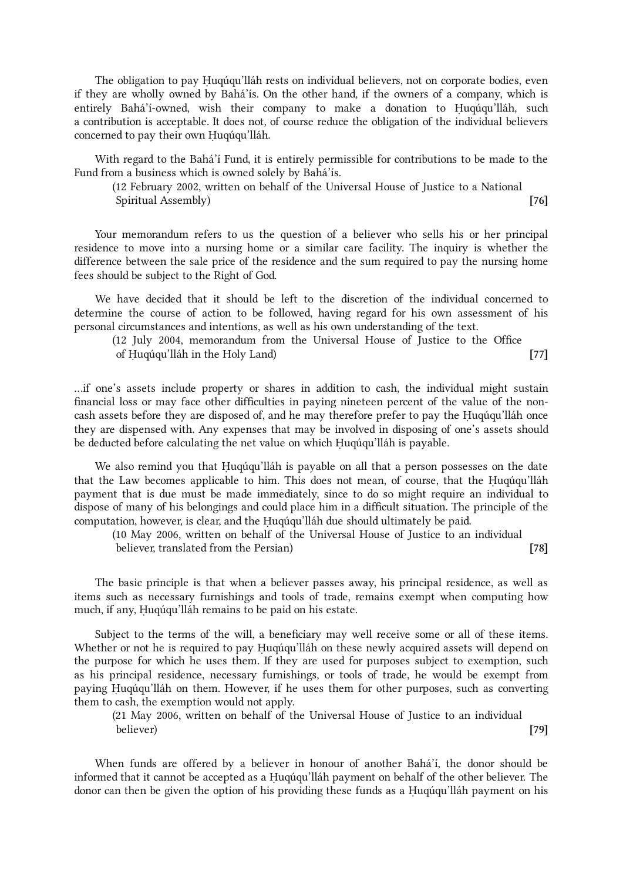The obligation to pay Ḥuqúqu'lláh rests on individual believers, not on corporate bodies, even if they are wholly owned by Bahá'ís. On the other hand, if the owners of a company, which is entirely Bahá'í-owned, wish their company to make a donation to Ḥuqúqu'lláh, such a contribution is acceptable. It does not, of course reduce the obligation of the individual believers concerned to pay their own Ḥuqúqu'lláh.

With regard to the Bahá'í Fund, it is entirely permissible for contributions to be made to the Fund from a business which is owned solely by Bahá'ís.

(12 February 2002, written on behalf of the Universal House of Justice to a National Spiritual Assembly) **[76]**

Your memorandum refers to us the question of a believer who sells his or her principal residence to move into a nursing home or a similar care facility. The inquiry is whether the difference between the sale price of the residence and the sum required to pay the nursing home fees should be subject to the Right of God.

We have decided that it should be left to the discretion of the individual concerned to determine the course of action to be followed, having regard for his own assessment of his personal circumstances and intentions, as well as his own understanding of the text.

(12 July 2004, memorandum from the Universal House of Justice to the Office of Ḥuqúqu'lláh in the Holy Land) **[77]**

...if one's assets include property or shares in addition to cash, the individual might sustain financial loss or may face other difficulties in paying nineteen percent of the value of the non-cash assets before they are disposed of, and he may therefore prefer to pay the Ḥuqúqu'lláh once they are dispensed with. Any expenses that may be involved in disposing of one's assets should be deducted before calculating the net value on which Ḥuqúqu'lláh is payable.

We also remind you that Ḥuqúqu'lláh is payable on all that a person possesses on the date that the Law becomes applicable to him. This does not mean, of course, that the Ḥuqúqu'lláh payment that is due must be made immediately, since to do so might require an individual to dispose of many of his belongings and could place him in a difficult situation. The principle of the computation, however, is clear, and the Ḥuqúqu'lláh due should ultimately be paid.

(10 May 2006, written on behalf of the Universal House of Justice to an individual believer, translated from the Persian) **[78]**

The basic principle is that when a believer passes away, his principal residence, as well as items such as necessary furnishings and tools of trade, remains exempt when computing how much, if any, Ḥuqúqu'lláh remains to be paid on his estate.

Subject to the terms of the will, a beneficiary may well receive some or all of these items. Whether or not he is required to pay Ḥuqúqu'lláh on these newly acquired assets will depend on the purpose for which he uses them. If they are used for purposes subject to exemption, such as his principal residence, necessary furnishings, or tools of trade, he would be exempt from paying Ḥuqúqu'lláh on them. However, if he uses them for other purposes, such as converting them to cash, the exemption would not apply.

(21 May 2006, written on behalf of the Universal House of Justice to an individual believer) **[79]**

When funds are offered by a believer in honour of another Bahá'í, the donor should be informed that it cannot be accepted as a Ḥuqúqu'lláh payment on behalf of the other believer. The donor can then be given the option of his providing these funds as a Ḥuqúqu'lláh payment on his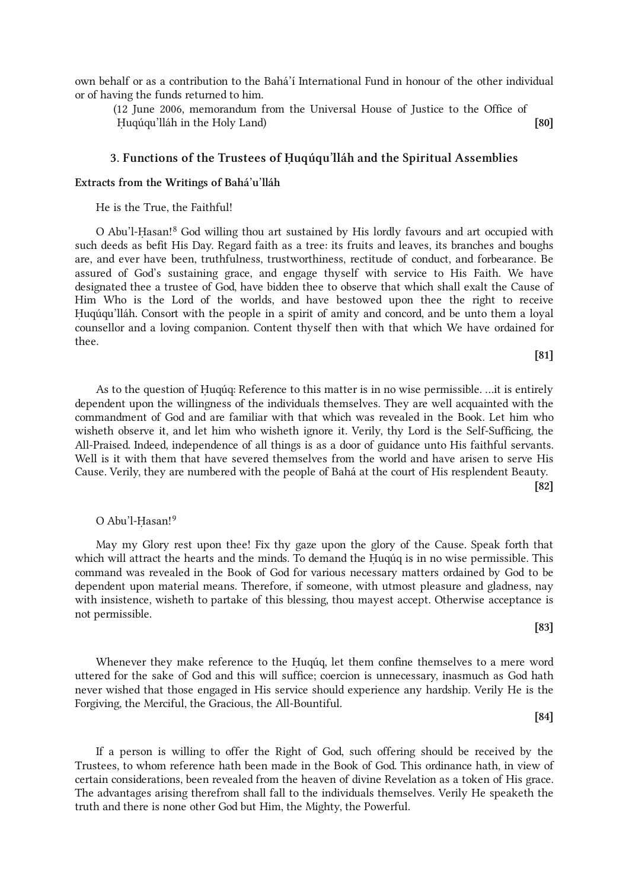own behalf or as a contribution to the Bahá'í International Fund in honour of the other individual or of having the funds returned to him.

(12 June 2006, memorandum from the Universal House of Justice to the Office of Ḥuqúqu'lláh in the Holy Land) **[80]**

### 3. Functions of the Trustees of Ḥuqúqu'lláh and the Spiritual Assemblies

**Extracts from the Writings of Bahá'u'lláh**

He is the True, the Faithful!

O Abu'l-Ḥasan![8] God willing thou art sustained by His lordly favours and art occupied with such deeds as befit His Day. Regard faith as a tree: its fruits and leaves, its branches and boughs are, and ever have been, truthfulness, trustworthiness, rectitude of conduct, and forbearance. Be assured of God's sustaining grace, and engage thyself with service to His Faith. We have designated thee a trustee of God, have bidden thee to observe that which shall exalt the Cause of Him Who is the Lord of the worlds, and have bestowed upon thee the right to receive Ḥuqúqu'lláh. Consort with the people in a spirit of amity and concord, and be unto them a loyal counsellor and a loving companion. Content thyself then with that which We have ordained for thee.

**[81]**

As to the question of Ḥuqúq: Reference to this matter is in no wise permissible. …it is entirely dependent upon the willingness of the individuals themselves. They are well acquainted with the commandment of God and are familiar with that which was revealed in the Book. Let him who wisheth observe it, and let him who wisheth ignore it. Verily, thy Lord is the Self-Sufficing, the All-Praised. Indeed, independence of all things is as a door of guidance unto His faithful servants. Well is it with them that have severed themselves from the world and have arisen to serve His Cause. Verily, they are numbered with the people of Bahá at the court of His resplendent Beauty.

**[82]**

O Abu'l-Ḥasan![9]

May my Glory rest upon thee! Fix thy gaze upon the glory of the Cause. Speak forth that which will attract the hearts and the minds. To demand the Ḥuqúq is in no wise permissible. This command was revealed in the Book of God for various necessary matters ordained by God to be dependent upon material means. Therefore, if someone, with utmost pleasure and gladness, nay with insistence, wisheth to partake of this blessing, thou mayest accept. Otherwise acceptance is not permissible.

**[83]**

Whenever they make reference to the Ḥuqúq, let them confine themselves to a mere word uttered for the sake of God and this will suffice; coercion is unnecessary, inasmuch as God hath never wished that those engaged in His service should experience any hardship. Verily He is the Forgiving, the Merciful, the Gracious, the All-Bountiful.

**[84]**

If a person is willing to offer the Right of God, such offering should be received by the Trustees, to whom reference hath been made in the Book of God. This ordinance hath, in view of certain considerations, been revealed from the heaven of divine Revelation as a token of His grace. The advantages arising therefrom shall fall to the individuals themselves. Verily He speaketh the truth and there is none other God but Him, the Mighty, the Powerful.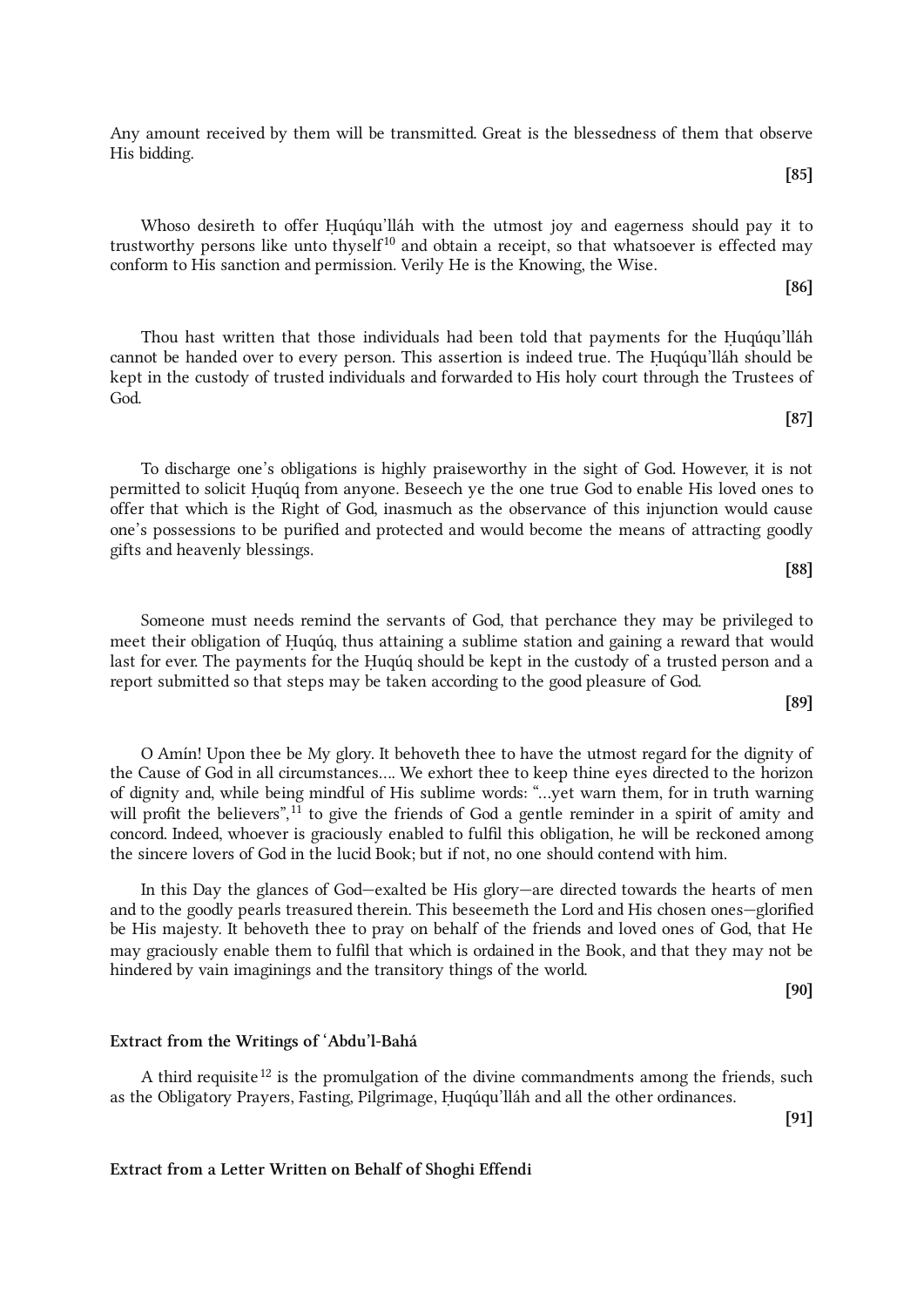Any amount received by them will be transmitted. Great is the blessedness of them that observe His bidding.

**[85]**

Whoso desireth to offer Ḥuqúqu'lláh with the utmost joy and eagerness should pay it to trustworthy persons like unto thyself[10] and obtain a receipt, so that whatsoever is effected may conform to His sanction and permission. Verily He is the Knowing, the Wise.

**[86]**

Thou hast written that those individuals had been told that payments for the Ḥuqúqu'lláh cannot be handed over to every person. This assertion is indeed true. The Ḥuqúqu'lláh should be kept in the custody of trusted individuals and forwarded to His holy court through the Trustees of God.

**[87]**

To discharge one's obligations is highly praiseworthy in the sight of God. However, it is not permitted to solicit Ḥuqúq from anyone. Beseech ye the one true God to enable His loved ones to offer that which is the Right of God, inasmuch as the observance of this injunction would cause one's possessions to be purified and protected and would become the means of attracting goodly gifts and heavenly blessings.

**[88]**

Someone must needs remind the servants of God, that perchance they may be privileged to meet their obligation of Ḥuqúq, thus attaining a sublime station and gaining a reward that would last for ever. The payments for the Ḥuqúq should be kept in the custody of a trusted person and a report submitted so that steps may be taken according to the good pleasure of God.

**[89]**

O Amín! Upon thee be My glory. It behoveth thee to have the utmost regard for the dignity of the Cause of God in all circumstances.... We exhort thee to keep thine eyes directed to the horizon of dignity and, while being mindful of His sublime words: "...yet warn them, for in truth warning will profit the believers",[11] to give the friends of God a gentle reminder in a spirit of amity and concord. Indeed, whoever is graciously enabled to fulfil this obligation, he will be reckoned among the sincere lovers of God in the lucid Book; but if not, no one should contend with him.

In this Day the glances of God—exalted be His glory—are directed towards the hearts of men and to the goodly pearls treasured therein. This beseemeth the Lord and His chosen ones—glorified be His majesty. It behoveth thee to pray on behalf of the friends and loved ones of God, that He may graciously enable them to fulfil that which is ordained in the Book, and that they may not be hindered by vain imaginings and the transitory things of the world.

**[90]**

### Extract from the Writings of 'Abdu'l-Bahá

A third requisite[12] is the promulgation of the divine commandments among the friends, such as the Obligatory Prayers, Fasting, Pilgrimage, Ḥuqúqu'lláh and all the other ordinances.

**[91]**

### Extract from a Letter Written on Behalf of Shoghi Effendi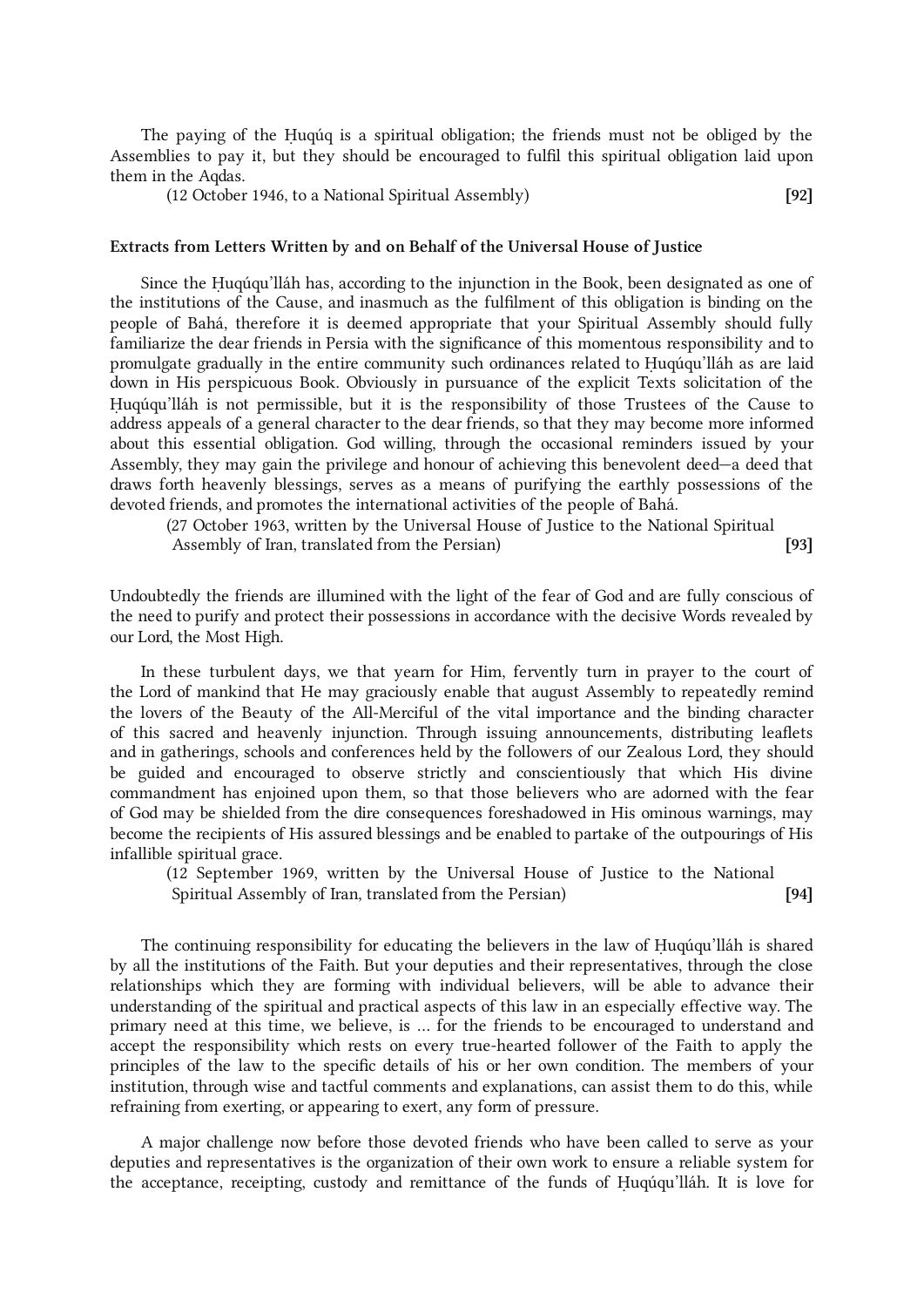The paying of the Ḥuqúq is a spiritual obligation; the friends must not be obliged by the Assemblies to pay it, but they should be encouraged to fulfil this spiritual obligation laid upon them in the Aqdas.

(12 October 1946, to a National Spiritual Assembly) **[92]**

**Extracts from Letters Written by and on Behalf of the Universal House of Justice**

Since the Ḥuqúqu'lláh has, according to the injunction in the Book, been designated as one of the institutions of the Cause, and inasmuch as the fulfilment of this obligation is binding on the people of Bahá, therefore it is deemed appropriate that your Spiritual Assembly should fully familiarize the dear friends in Persia with the significance of this momentous responsibility and to promulgate gradually in the entire community such ordinances related to Ḥuqúqu'lláh as are laid down in His perspicuous Book. Obviously in pursuance of the explicit Texts solicitation of the Ḥuqúqu'lláh is not permissible, but it is the responsibility of those Trustees of the Cause to address appeals of a general character to the dear friends, so that they may become more informed about this essential obligation. God willing, through the occasional reminders issued by your Assembly, they may gain the privilege and honour of achieving this benevolent deed—a deed that draws forth heavenly blessings, serves as a means of purifying the earthly possessions of the devoted friends, and promotes the international activities of the people of Bahá.

(27 October 1963, written by the Universal House of Justice to the National Spiritual Assembly of Iran, translated from the Persian) **[93]**

Undoubtedly the friends are illumined with the light of the fear of God and are fully conscious of the need to purify and protect their possessions in accordance with the decisive Words revealed by our Lord, the Most High.

In these turbulent days, we that yearn for Him, fervently turn in prayer to the court of the Lord of mankind that He may graciously enable that august Assembly to repeatedly remind the lovers of the Beauty of the All-Merciful of the vital importance and the binding character of this sacred and heavenly injunction. Through issuing announcements, distributing leaflets and in gatherings, schools and conferences held by the followers of our Zealous Lord, they should be guided and encouraged to observe strictly and conscientiously that which His divine commandment has enjoined upon them, so that those believers who are adorned with the fear of God may be shielded from the dire consequences foreshadowed in His ominous warnings, may become the recipients of His assured blessings and be enabled to partake of the outpourings of His infallible spiritual grace.

(12 September 1969, written by the Universal House of Justice to the National Spiritual Assembly of Iran, translated from the Persian) **[94]**

The continuing responsibility for educating the believers in the law of Ḥuqúqu'lláh is shared by all the institutions of the Faith. But your deputies and their representatives, through the close relationships which they are forming with individual believers, will be able to advance their understanding of the spiritual and practical aspects of this law in an especially effective way. The primary need at this time, we believe, is ... for the friends to be encouraged to understand and accept the responsibility which rests on every true-hearted follower of the Faith to apply the principles of the law to the specific details of his or her own condition. The members of your institution, through wise and tactful comments and explanations, can assist them to do this, while refraining from exerting, or appearing to exert, any form of pressure.

A major challenge now before those devoted friends who have been called to serve as your deputies and representatives is the organization of their own work to ensure a reliable system for the acceptance, receipting, custody and remittance of the funds of Ḥuqúqu'lláh. It is love for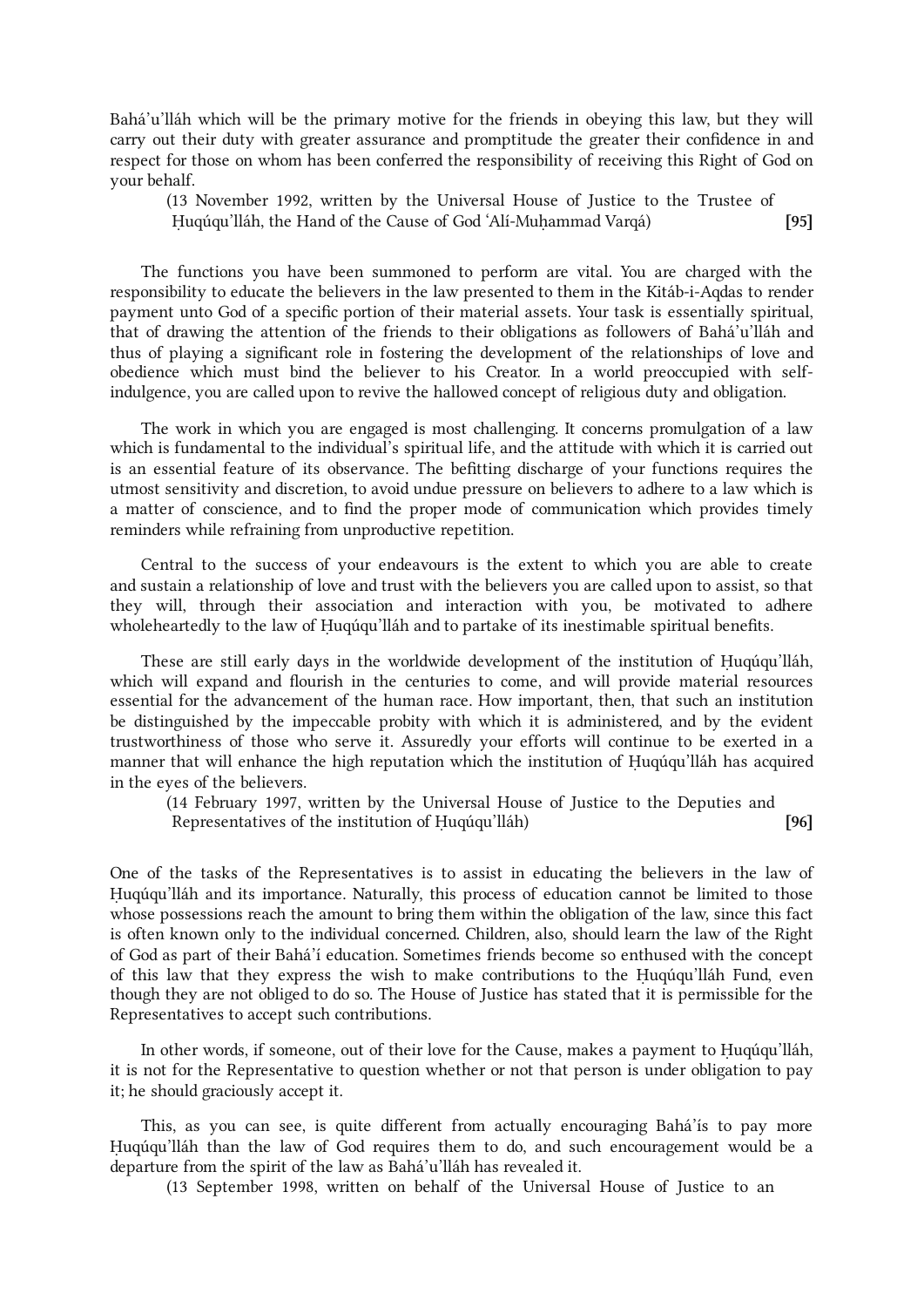Bahá'u'lláh which will be the primary motive for the friends in obeying this law, but they will carry out their duty with greater assurance and promptitude the greater their confidence in and respect for those on whom has been conferred the responsibility of receiving this Right of God on your behalf.

(13 November 1992, written by the Universal House of Justice to the Trustee of Ḥuqúqu'lláh, the Hand of the Cause of God 'Alí-Muḥammad Varqá) **[95]**

The functions you have been summoned to perform are vital. You are charged with the responsibility to educate the believers in the law presented to them in the Kitáb-i-Aqdas to render payment unto God of a specific portion of their material assets. Your task is essentially spiritual, that of drawing the attention of the friends to their obligations as followers of Bahá'u'lláh and thus of playing a significant role in fostering the development of the relationships of love and obedience which must bind the believer to his Creator. In a world preoccupied with self-indulgence, you are called upon to revive the hallowed concept of religious duty and obligation.

The work in which you are engaged is most challenging. It concerns promulgation of a law which is fundamental to the individual's spiritual life, and the attitude with which it is carried out is an essential feature of its observance. The befitting discharge of your functions requires the utmost sensitivity and discretion, to avoid undue pressure on believers to adhere to a law which is a matter of conscience, and to find the proper mode of communication which provides timely reminders while refraining from unproductive repetition.

Central to the success of your endeavours is the extent to which you are able to create and sustain a relationship of love and trust with the believers you are called upon to assist, so that they will, through their association and interaction with you, be motivated to adhere wholeheartedly to the law of Ḥuqúqu'lláh and to partake of its inestimable spiritual benefits.

These are still early days in the worldwide development of the institution of Ḥuqúqu'lláh, which will expand and flourish in the centuries to come, and will provide material resources essential for the advancement of the human race. How important, then, that such an institution be distinguished by the impeccable probity with which it is administered, and by the evident trustworthiness of those who serve it. Assuredly your efforts will continue to be exerted in a manner that will enhance the high reputation which the institution of Ḥuqúqu'lláh has acquired in the eyes of the believers.

(14 February 1997, written by the Universal House of Justice to the Deputies and Representatives of the institution of Ḥuqúqu'lláh) **[96]**

One of the tasks of the Representatives is to assist in educating the believers in the law of Ḥuqúqu'lláh and its importance. Naturally, this process of education cannot be limited to those whose possessions reach the amount to bring them within the obligation of the law, since this fact is often known only to the individual concerned. Children, also, should learn the law of the Right of God as part of their Bahá'í education. Sometimes friends become so enthused with the concept of this law that they express the wish to make contributions to the Ḥuqúqu'lláh Fund, even though they are not obliged to do so. The House of Justice has stated that it is permissible for the Representatives to accept such contributions.

In other words, if someone, out of their love for the Cause, makes a payment to Ḥuqúqu'lláh, it is not for the Representative to question whether or not that person is under obligation to pay it; he should graciously accept it.

This, as you can see, is quite different from actually encouraging Bahá'ís to pay more Ḥuqúqu'lláh than the law of God requires them to do, and such encouragement would be a departure from the spirit of the law as Bahá'u'lláh has revealed it.

(13 September 1998, written on behalf of the Universal House of Justice to an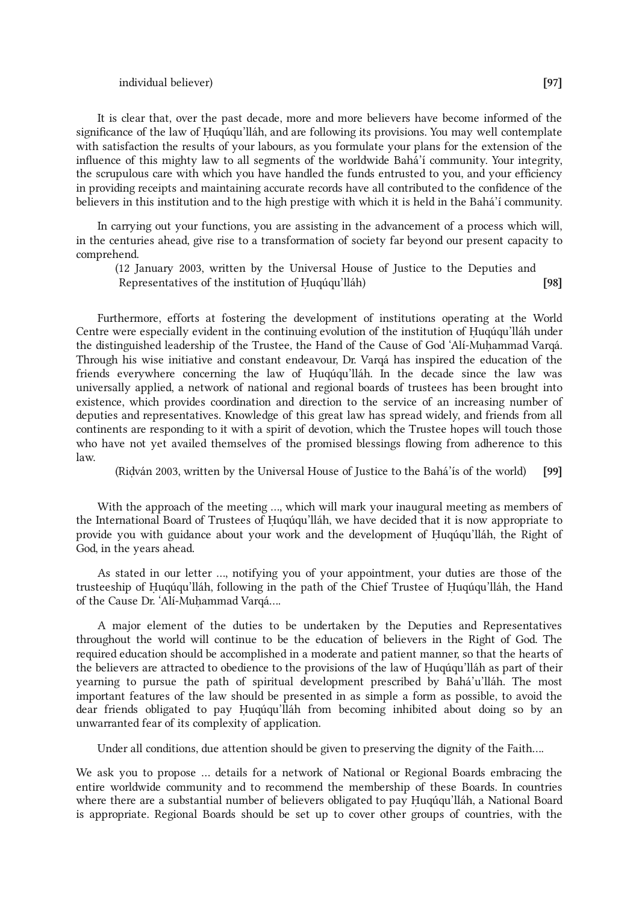individual believer) **[97]**

It is clear that, over the past decade, more and more believers have become informed of the significance of the law of Ḥuqúqu'lláh, and are following its provisions. You may well contemplate with satisfaction the results of your labours, as you formulate your plans for the extension of the influence of this mighty law to all segments of the worldwide Bahá'í community. Your integrity, the scrupulous care with which you have handled the funds entrusted to you, and your efficiency in providing receipts and maintaining accurate records have all contributed to the confidence of the believers in this institution and to the high prestige with which it is held in the Bahá'í community.

In carrying out your functions, you are assisting in the advancement of a process which will, in the centuries ahead, give rise to a transformation of society far beyond our present capacity to comprehend.

(12 January 2003, written by the Universal House of Justice to the Deputies and Representatives of the institution of Ḥuqúqu'lláh) **[98]**

Furthermore, efforts at fostering the development of institutions operating at the World Centre were especially evident in the continuing evolution of the institution of Ḥuqúqu'lláh under the distinguished leadership of the Trustee, the Hand of the Cause of God 'Alí-Muḥammad Varqá. Through his wise initiative and constant endeavour, Dr. Varqá has inspired the education of the friends everywhere concerning the law of Ḥuqúqu'lláh. In the decade since the law was universally applied, a network of national and regional boards of trustees has been brought into existence, which provides coordination and direction to the service of an increasing number of deputies and representatives. Knowledge of this great law has spread widely, and friends from all continents are responding to it with a spirit of devotion, which the Trustee hopes will touch those who have not yet availed themselves of the promised blessings flowing from adherence to this law.

(Riḍván 2003, written by the Universal House of Justice to the Bahá'ís of the world) **[99]**

With the approach of the meeting ..., which will mark your inaugural meeting as members of the International Board of Trustees of Ḥuqúqu'lláh, we have decided that it is now appropriate to provide you with guidance about your work and the development of Ḥuqúqu'lláh, the Right of God, in the years ahead.

As stated in our letter ..., notifying you of your appointment, your duties are those of the trusteeship of Ḥuqúqu'lláh, following in the path of the Chief Trustee of Ḥuqúqu'lláh, the Hand of the Cause Dr. 'Alí-Muḥammad Varqá....

A major element of the duties to be undertaken by the Deputies and Representatives throughout the world will continue to be the education of believers in the Right of God. The required education should be accomplished in a moderate and patient manner, so that the hearts of the believers are attracted to obedience to the provisions of the law of Ḥuqúqu'lláh as part of their yearning to pursue the path of spiritual development prescribed by Bahá'u'lláh. The most important features of the law should be presented in as simple a form as possible, to avoid the dear friends obligated to pay Ḥuqúqu'lláh from becoming inhibited about doing so by an unwarranted fear of its complexity of application.

Under all conditions, due attention should be given to preserving the dignity of the Faith....

We ask you to propose ... details for a network of National or Regional Boards embracing the entire worldwide community and to recommend the membership of these Boards. In countries where there are a substantial number of believers obligated to pay Ḥuqúqu'lláh, a National Board is appropriate. Regional Boards should be set up to cover other groups of countries, with the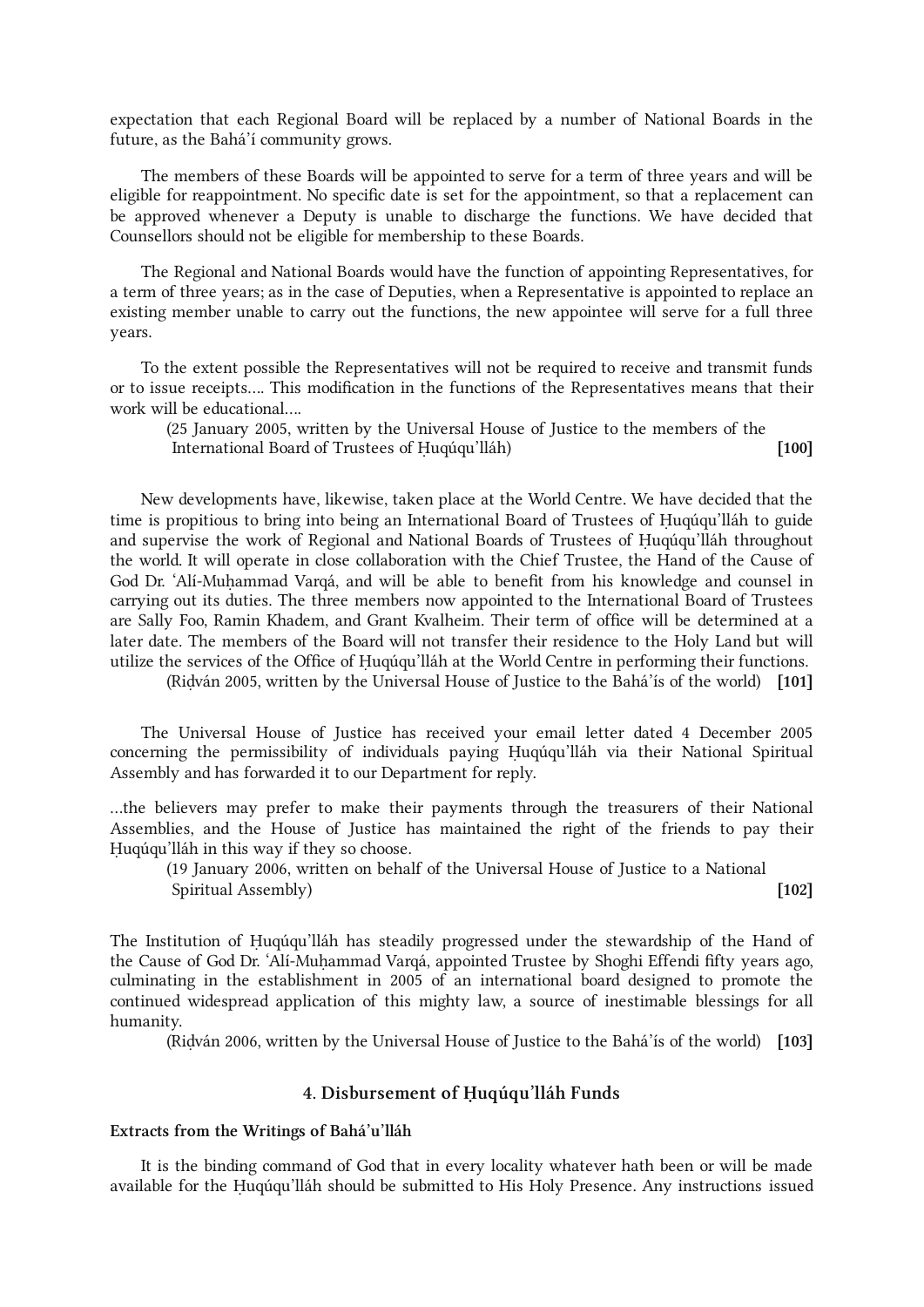expectation that each Regional Board will be replaced by a number of National Boards in the future, as the Bahá'í community grows.

The members of these Boards will be appointed to serve for a term of three years and will be eligible for reappointment. No specific date is set for the appointment, so that a replacement can be approved whenever a Deputy is unable to discharge the functions. We have decided that Counsellors should not be eligible for membership to these Boards.

The Regional and National Boards would have the function of appointing Representatives, for a term of three years; as in the case of Deputies, when a Representative is appointed to replace an existing member unable to carry out the functions, the new appointee will serve for a full three years.

To the extent possible the Representatives will not be required to receive and transmit funds or to issue receipts.... This modification in the functions of the Representatives means that their work will be educational....

(25 January 2005, written by the Universal House of Justice to the members of the International Board of Trustees of Ḥuqúqu'lláh) **[100]**

New developments have, likewise, taken place at the World Centre. We have decided that the time is propitious to bring into being an International Board of Trustees of Ḥuqúqu'lláh to guide and supervise the work of Regional and National Boards of Trustees of Ḥuqúqu'lláh throughout the world. It will operate in close collaboration with the Chief Trustee, the Hand of the Cause of God Dr. 'Alí-Muḥammad Varqá, and will be able to benefit from his knowledge and counsel in carrying out its duties. The three members now appointed to the International Board of Trustees are Sally Foo, Ramin Khadem, and Grant Kvalheim. Their term of office will be determined at a later date. The members of the Board will not transfer their residence to the Holy Land but will utilize the services of the Office of Ḥuqúqu'lláh at the World Centre in performing their functions.

(Riḍván 2005, written by the Universal House of Justice to the Bahá'ís of the world) **[101]**

The Universal House of Justice has received your email letter dated 4 December 2005 concerning the permissibility of individuals paying Ḥuqúqu'lláh via their National Spiritual Assembly and has forwarded it to our Department for reply.

...the believers may prefer to make their payments through the treasurers of their National Assemblies, and the House of Justice has maintained the right of the friends to pay their Ḥuqúqu'lláh in this way if they so choose.

(19 January 2006, written on behalf of the Universal House of Justice to a National Spiritual Assembly) **[102]**

The Institution of Ḥuqúqu'lláh has steadily progressed under the stewardship of the Hand of the Cause of God Dr. 'Alí-Muḥammad Varqá, appointed Trustee by Shoghi Effendi fifty years ago, culminating in the establishment in 2005 of an international board designed to promote the continued widespread application of this mighty law, a source of inestimable blessings for all humanity.

(Riḍván 2006, written by the Universal House of Justice to the Bahá'ís of the world) **[103]**

## 4. Disbursement of Ḥuqúqu'lláh Funds

**Extracts from the Writings of Bahá'u'lláh**

It is the binding command of God that in every locality whatever hath been or will be made available for the Ḥuqúqu'lláh should be submitted to His Holy Presence. Any instructions issued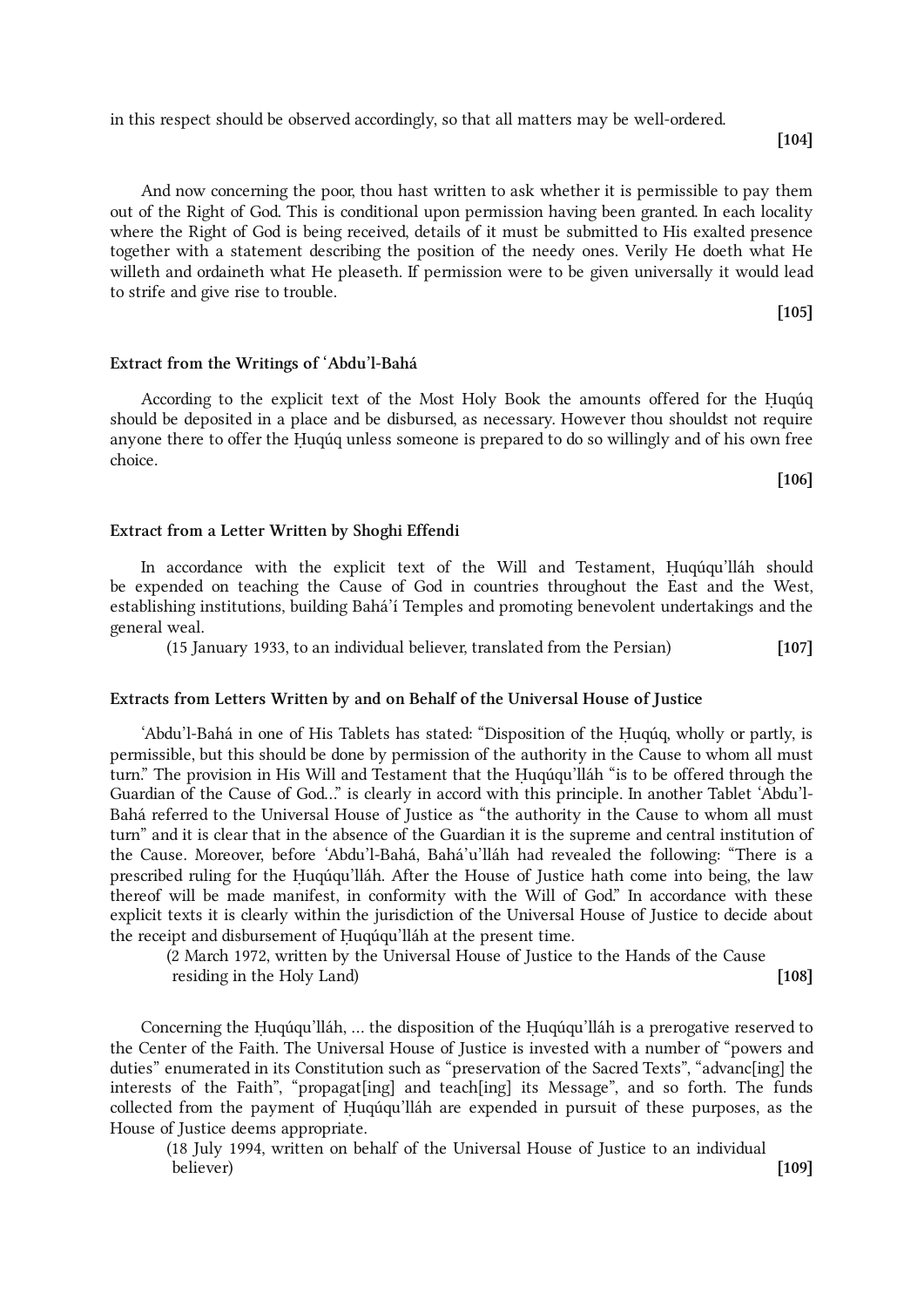in this respect should be observed accordingly, so that all matters may be well-ordered.

**[104]**

And now concerning the poor, thou hast written to ask whether it is permissible to pay them out of the Right of God. This is conditional upon permission having been granted. In each locality where the Right of God is being received, details of it must be submitted to His exalted presence together with a statement describing the position of the needy ones. Verily He doeth what He willeth and ordaineth what He pleaseth. If permission were to be given universally it would lead to strife and give rise to trouble.

**[105]**

### Extract from the Writings of ‘Abdu’l-Bahá

According to the explicit text of the Most Holy Book the amounts offered for the Ḥuqúq should be deposited in a place and be disbursed, as necessary. However thou shouldst not require anyone there to offer the Ḥuqúq unless someone is prepared to do so willingly and of his own free choice.

**[106]**

### Extract from a Letter Written by Shoghi Effendi

In accordance with the explicit text of the Will and Testament, Ḥuqúqu’lláh should be expended on teaching the Cause of God in countries throughout the East and the West, establishing institutions, building Bahá’í Temples and promoting benevolent undertakings and the general weal.

(15 January 1933, to an individual believer, translated from the Persian) **[107]**

### Extracts from Letters Written by and on Behalf of the Universal House of Justice

‘Abdu’l-Bahá in one of His Tablets has stated: “Disposition of the Ḥuqúq, wholly or partly, is permissible, but this should be done by permission of the authority in the Cause to whom all must turn.” The provision in His Will and Testament that the Ḥuqúqu’lláh “is to be offered through the Guardian of the Cause of God…” is clearly in accord with this principle. In another Tablet ‘Abdu’l-Bahá referred to the Universal House of Justice as “the authority in the Cause to whom all must turn” and it is clear that in the absence of the Guardian it is the supreme and central institution of the Cause. Moreover, before ‘Abdu’l-Bahá, Bahá’u’lláh had revealed the following: “There is a prescribed ruling for the Ḥuqúqu’lláh. After the House of Justice hath come into being, the law thereof will be made manifest, in conformity with the Will of God.” In accordance with these explicit texts it is clearly within the jurisdiction of the Universal House of Justice to decide about the receipt and disbursement of Ḥuqúqu’lláh at the present time.

(2 March 1972, written by the Universal House of Justice to the Hands of the Cause residing in the Holy Land) **[108]**

Concerning the Ḥuqúqu’lláh, … the disposition of the Ḥuqúqu’lláh is a prerogative reserved to the Center of the Faith. The Universal House of Justice is invested with a number of “powers and duties” enumerated in its Constitution such as “preservation of the Sacred Texts”, “advanc[ing] the interests of the Faith”, “propagat[ing] and teach[ing] its Message”, and so forth. The funds collected from the payment of Ḥuqúqu’lláh are expended in pursuit of these purposes, as the House of Justice deems appropriate.

(18 July 1994, written on behalf of the Universal House of Justice to an individual believer) **[109]**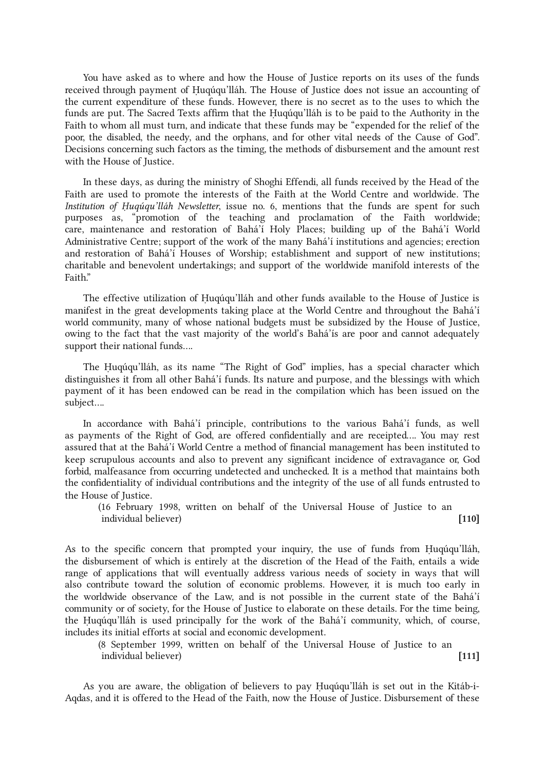You have asked as to where and how the House of Justice reports on its uses of the funds received through payment of Ḥuqúqu'lláh. The House of Justice does not issue an accounting of the current expenditure of these funds. However, there is no secret as to the uses to which the funds are put. The Sacred Texts affirm that the Ḥuqúqu'lláh is to be paid to the Authority in the Faith to whom all must turn, and indicate that these funds may be "expended for the relief of the poor, the disabled, the needy, and the orphans, and for other vital needs of the Cause of God". Decisions concerning such factors as the timing, the methods of disbursement and the amount rest with the House of Justice.

In these days, as during the ministry of Shoghi Effendi, all funds received by the Head of the Faith are used to promote the interests of the Faith at the World Centre and worldwide. The *Institution of Ḥuqúqu'lláh Newsletter*, issue no. 6, mentions that the funds are spent for such purposes as, "promotion of the teaching and proclamation of the Faith worldwide; care, maintenance and restoration of Bahá'í Holy Places; building up of the Bahá'í World Administrative Centre; support of the work of the many Bahá'í institutions and agencies; erection and restoration of Bahá'í Houses of Worship; establishment and support of new institutions; charitable and benevolent undertakings; and support of the worldwide manifold interests of the Faith."

The effective utilization of Ḥuqúqu'lláh and other funds available to the House of Justice is manifest in the great developments taking place at the World Centre and throughout the Bahá'í world community, many of whose national budgets must be subsidized by the House of Justice, owing to the fact that the vast majority of the world's Bahá'ís are poor and cannot adequately support their national funds….

The Ḥuqúqu'lláh, as its name "The Right of God" implies, has a special character which distinguishes it from all other Bahá'í funds. Its nature and purpose, and the blessings with which payment of it has been endowed can be read in the compilation which has been issued on the subject….

In accordance with Bahá'í principle, contributions to the various Bahá'í funds, as well as payments of the Right of God, are offered confidentially and are receipted…. You may rest assured that at the Bahá'í World Centre a method of financial management has been instituted to keep scrupulous accounts and also to prevent any significant incidence of extravagance or, God forbid, malfeasance from occurring undetected and unchecked. It is a method that maintains both the confidentiality of individual contributions and the integrity of the use of all funds entrusted to the House of Justice.

(16 February 1998, written on behalf of the Universal House of Justice to an individual believer) **[110]**

As to the specific concern that prompted your inquiry, the use of funds from Ḥuqúqu'lláh, the disbursement of which is entirely at the discretion of the Head of the Faith, entails a wide range of applications that will eventually address various needs of society in ways that will also contribute toward the solution of economic problems. However, it is much too early in the worldwide observance of the Law, and is not possible in the current state of the Bahá'í community or of society, for the House of Justice to elaborate on these details. For the time being, the Ḥuqúqu'lláh is used principally for the work of the Bahá'í community, which, of course, includes its initial efforts at social and economic development.

(8 September 1999, written on behalf of the Universal House of Justice to an individual believer) **[111]**

As you are aware, the obligation of believers to pay Ḥuqúqu'lláh is set out in the Kitáb-i-Aqdas, and it is offered to the Head of the Faith, now the House of Justice. Disbursement of these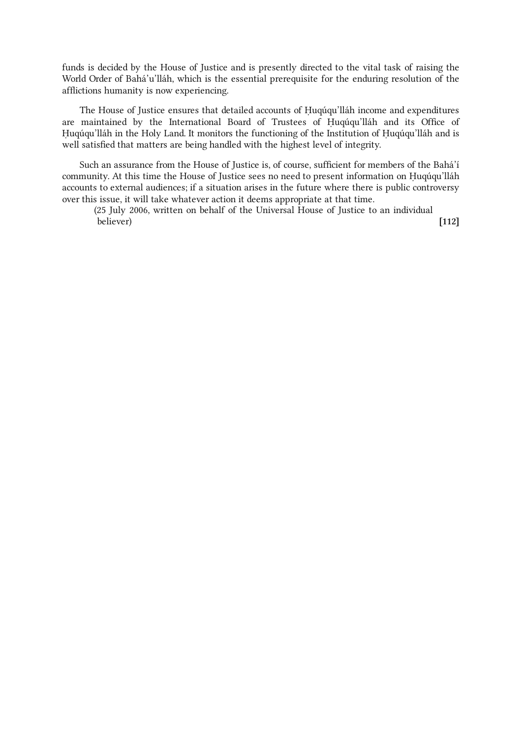funds is decided by the House of Justice and is presently directed to the vital task of raising the World Order of Bahá'u'lláh, which is the essential prerequisite for the enduring resolution of the afflictions humanity is now experiencing.

The House of Justice ensures that detailed accounts of Ḥuqúqu'lláh income and expenditures are maintained by the International Board of Trustees of Ḥuqúqu'lláh and its Office of Ḥuqúqu'lláh in the Holy Land. It monitors the functioning of the Institution of Ḥuqúqu'lláh and is well satisfied that matters are being handled with the highest level of integrity.

Such an assurance from the House of Justice is, of course, sufficient for members of the Bahá'í community. At this time the House of Justice sees no need to present information on Ḥuqúqu'lláh accounts to external audiences; if a situation arises in the future where there is public controversy over this issue, it will take whatever action it deems appropriate at that time.

(25 July 2006, written on behalf of the Universal House of Justice to an individual believer) **[112]**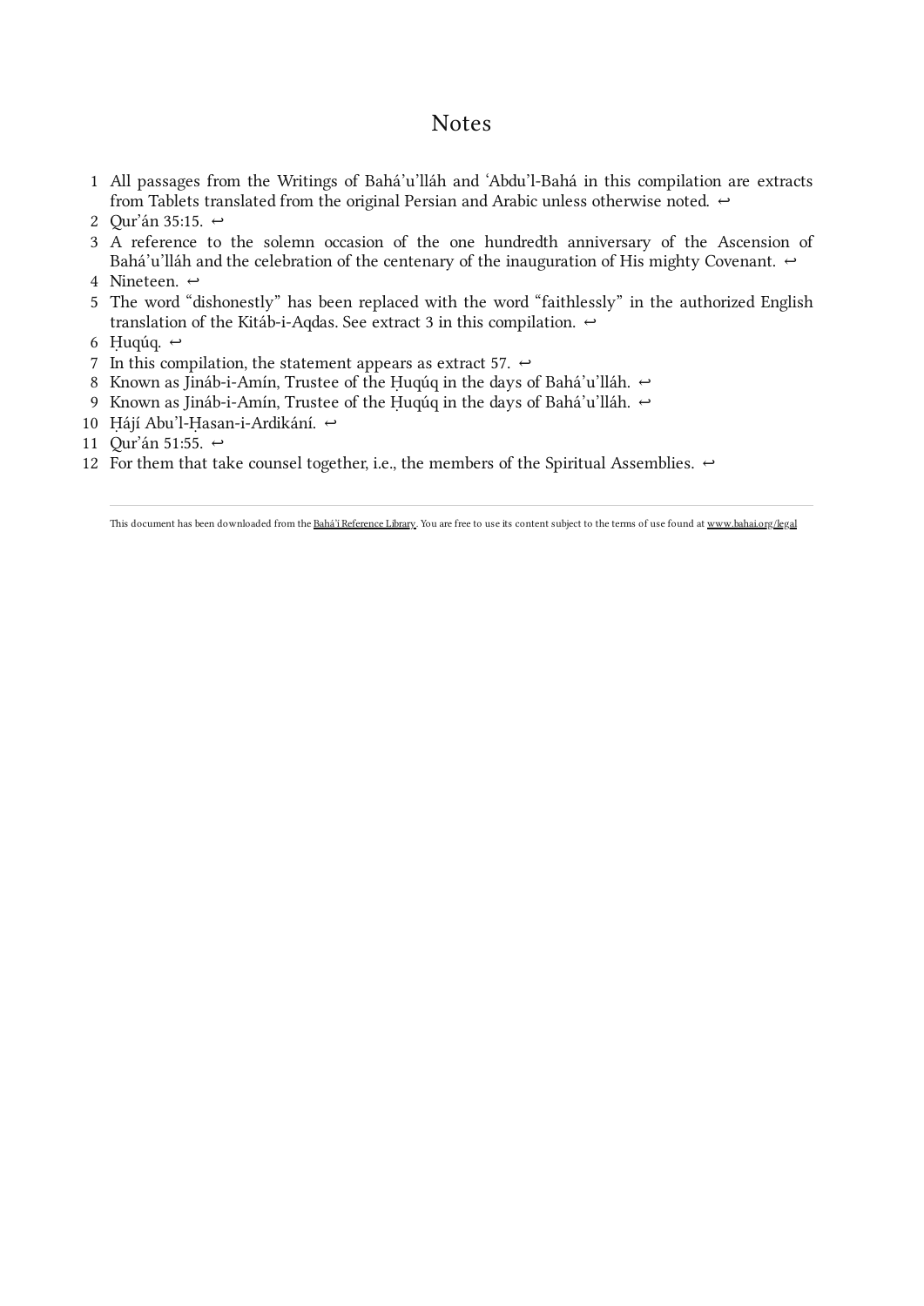# Notes

1. All passages from the Writings of Bahá'u'lláh and 'Abdu'l-Bahá in this compilation are extracts from Tablets translated from the original Persian and Arabic unless otherwise noted. ↩
2. Qur'án 35:15. ↩
3. A reference to the solemn occasion of the one hundredth anniversary of the Ascension of Bahá'u'lláh and the celebration of the centenary of the inauguration of His mighty Covenant. ↩
4. Nineteen. ↩
5. The word "dishonestly" has been replaced with the word "faithlessly" in the authorized English translation of the Kitáb-i-Aqdas. See extract 3 in this compilation. ↩
6. Ḥuqúq. ↩
7. In this compilation, the statement appears as extract 57. ↩
8. Known as Jináb-i-Amín, Trustee of the Ḥuqúq in the days of Bahá'u'lláh. ↩
9. Known as Jináb-i-Amín, Trustee of the Ḥuqúq in the days of Bahá'u'lláh. ↩
10. Ḥájí Abu'l-Ḥasan-i-Ardikání. ↩
11. Qur'án 51:55. ↩
12. For them that take counsel together, i.e., the members of the Spiritual Assemblies. ↩

---

This document has been downloaded from the Bahá'í Reference Library. You are free to use its content subject to the terms of use found at www.bahai.org/legal